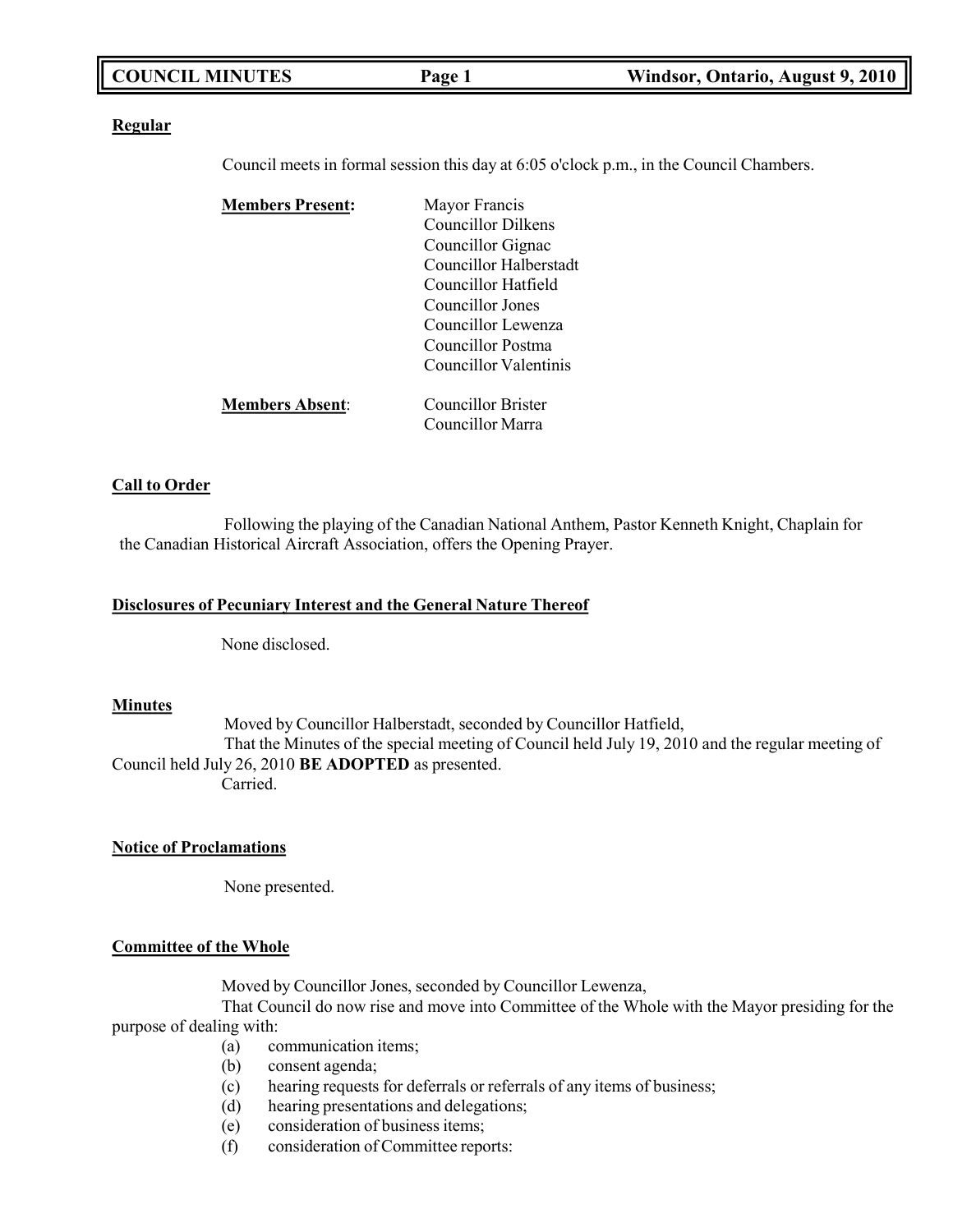**Regular**

Council meets in formal session this day at 6:05 o'clock p.m., in the Council Chambers.

**Members Present:**
Mayor Francis
Councillor Dilkens
Councillor Gignac
Councillor Halberstadt
Councillor Hatfield
Councillor Jones
Councillor Lewenza
Councillor Postma
Councillor Valentinis

**Members Absent:**
Councillor Brister
Councillor Marra

**Call to Order**

Following the playing of the Canadian National Anthem, Pastor Kenneth Knight, Chaplain for the Canadian Historical Aircraft Association, offers the Opening Prayer.

**Disclosures of Pecuniary Interest and the General Nature Thereof**

None disclosed.

**Minutes**

Moved by Councillor Halberstadt, seconded by Councillor Hatfield,
That the Minutes of the special meeting of Council held July 19, 2010 and the regular meeting of Council held July 26, 2010 **BE ADOPTED** as presented.
Carried.

**Notice of Proclamations**

None presented.

**Committee of the Whole**

Moved by Councillor Jones, seconded by Councillor Lewenza,
That Council do now rise and move into Committee of the Whole with the Mayor presiding for the purpose of dealing with:

(a) communication items;
(b) consent agenda;
(c) hearing requests for deferrals or referrals of any items of business;
(d) hearing presentations and delegations;
(e) consideration of business items;
(f) consideration of Committee reports: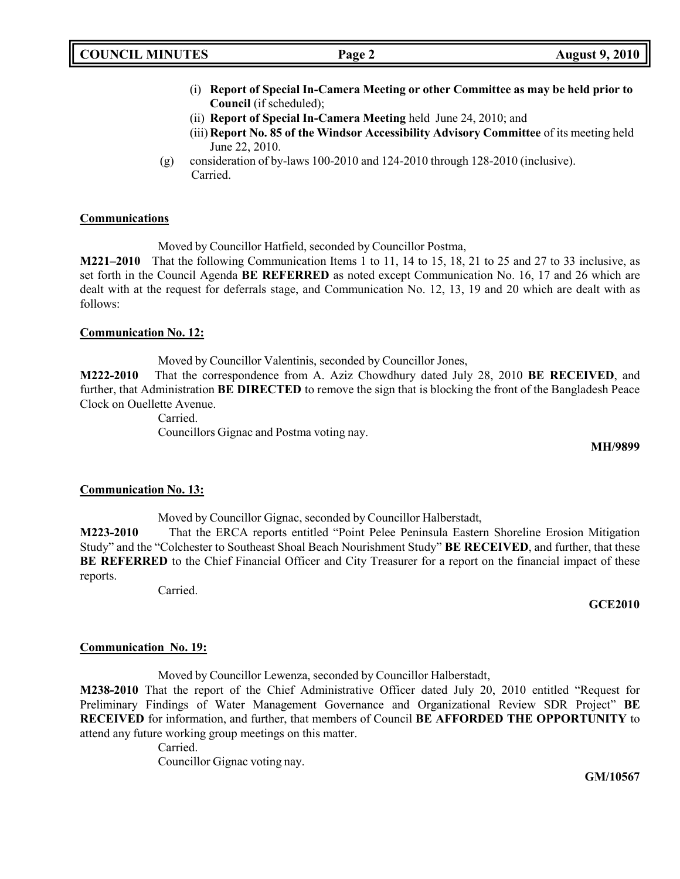(i) **Report of Special In-Camera Meeting or other Committee as may be held prior to Council** (if scheduled);

(ii) **Report of Special In-Camera Meeting** held June 24, 2010; and

(iii) **Report No. 85 of the Windsor Accessibility Advisory Committee** of its meeting held June 22, 2010.

(g) consideration of by-laws 100-2010 and 124-2010 through 128-2010 (inclusive).
Carried.

**Communications**

Moved by Councillor Hatfield, seconded by Councillor Postma,

**M221–2010** That the following Communication Items 1 to 11, 14 to 15, 18, 21 to 25 and 27 to 33 inclusive, as set forth in the Council Agenda **BE REFERRED** as noted except Communication No. 16, 17 and 26 which are dealt with at the request for deferrals stage, and Communication No. 12, 13, 19 and 20 which are dealt with as follows:

**Communication No. 12:**

Moved by Councillor Valentinis, seconded by Councillor Jones,

**M222-2010** That the correspondence from A. Aziz Chowdhury dated July 28, 2010 **BE RECEIVED**, and further, that Administration **BE DIRECTED** to remove the sign that is blocking the front of the Bangladesh Peace Clock on Ouellette Avenue.

Carried.
Councillors Gignac and Postma voting nay.

**MH/9899**

**Communication No. 13:**

Moved by Councillor Gignac, seconded by Councillor Halberstadt,

**M223-2010** That the ERCA reports entitled "Point Pelee Peninsula Eastern Shoreline Erosion Mitigation Study" and the "Colchester to Southeast Shoal Beach Nourishment Study" **BE RECEIVED**, and further, that these **BE REFERRED** to the Chief Financial Officer and City Treasurer for a report on the financial impact of these reports.

Carried.

**GCE2010**

**Communication No. 19:**

Moved by Councillor Lewenza, seconded by Councillor Halberstadt,

**M238-2010** That the report of the Chief Administrative Officer dated July 20, 2010 entitled "Request for Preliminary Findings of Water Management Governance and Organizational Review SDR Project" **BE RECEIVED** for information, and further, that members of Council **BE AFFORDED THE OPPORTUNITY** to attend any future working group meetings on this matter.

Carried.
Councillor Gignac voting nay.

**GM/10567**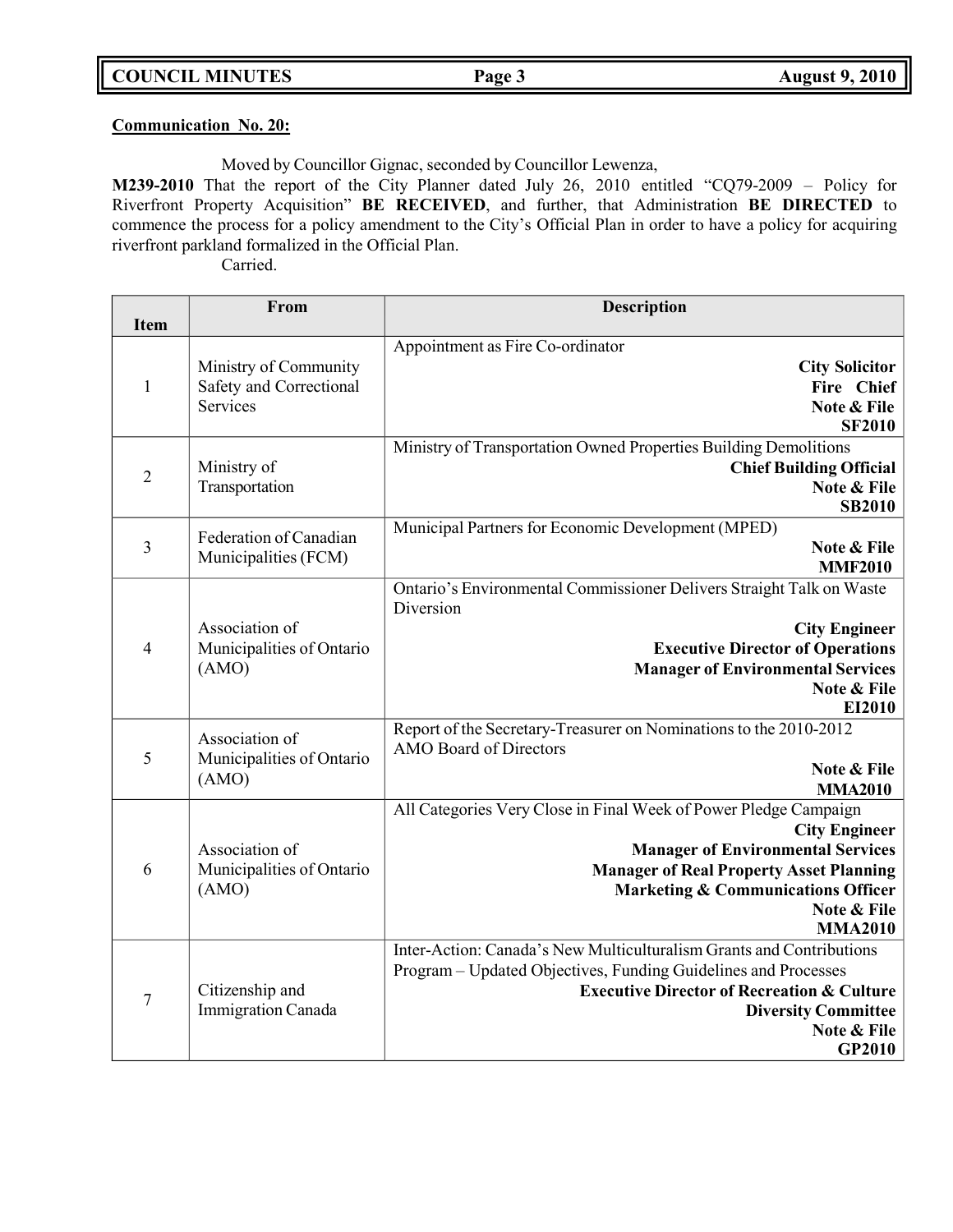**Communication No. 20:**

Moved by Councillor Gignac, seconded by Councillor Lewenza,

**M239-2010** That the report of the City Planner dated July 26, 2010 entitled "CQ79-2009 – Policy for Riverfront Property Acquisition" **BE RECEIVED**, and further, that Administration **BE DIRECTED** to commence the process for a policy amendment to the City's Official Plan in order to have a policy for acquiring riverfront parkland formalized in the Official Plan.

Carried.

| Item | From | Description |
|---|---|---|
| 1 | Ministry of Community Safety and Correctional Services | Appointment as Fire Co-ordinator<br>**City Solicitor**<br>**Fire Chief**<br>**Note & File**<br>**SF2010** |
| 2 | Ministry of Transportation | Ministry of Transportation Owned Properties Building Demolitions<br>**Chief Building Official**<br>**Note & File**<br>**SB2010** |
| 3 | Federation of Canadian Municipalities (FCM) | Municipal Partners for Economic Development (MPED)<br>**Note & File**<br>**MMF2010** |
| 4 | Association of Municipalities of Ontario (AMO) | Ontario's Environmental Commissioner Delivers Straight Talk on Waste Diversion<br>**City Engineer**<br>**Executive Director of Operations**<br>**Manager of Environmental Services**<br>**Note & File**<br>**EI2010** |
| 5 | Association of Municipalities of Ontario (AMO) | Report of the Secretary-Treasurer on Nominations to the 2010-2012 AMO Board of Directors<br>**Note & File**<br>**MMA2010** |
| 6 | Association of Municipalities of Ontario (AMO) | All Categories Very Close in Final Week of Power Pledge Campaign<br>**City Engineer**<br>**Manager of Environmental Services**<br>**Manager of Real Property Asset Planning**<br>**Marketing & Communications Officer**<br>**Note & File**<br>**MMA2010** |
| 7 | Citizenship and Immigration Canada | Inter-Action: Canada's New Multiculturalism Grants and Contributions Program – Updated Objectives, Funding Guidelines and Processes<br>**Executive Director of Recreation & Culture**<br>**Diversity Committee**<br>**Note & File**<br>**GP2010** |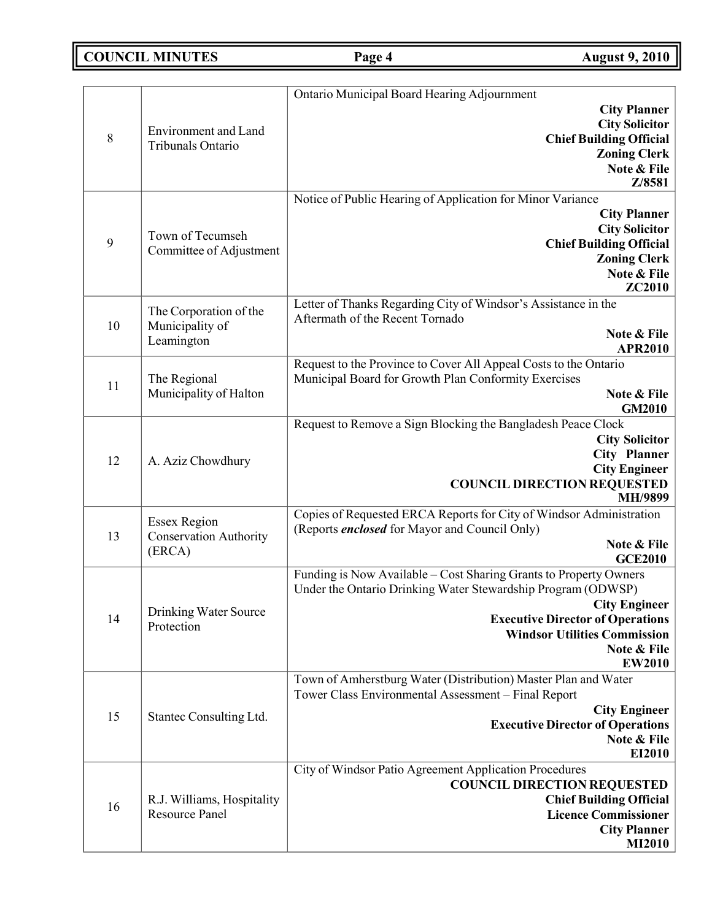| | | |
|---|---|---|
| 8 | Environment and Land Tribunals Ontario | Ontario Municipal Board Hearing Adjournment<br>**City Planner**<br>**City Solicitor**<br>**Chief Building Official**<br>**Zoning Clerk**<br>**Note & File**<br>**Z/8581** |
| 9 | Town of Tecumseh Committee of Adjustment | Notice of Public Hearing of Application for Minor Variance<br>**City Planner**<br>**City Solicitor**<br>**Chief Building Official**<br>**Zoning Clerk**<br>**Note & File**<br>**ZC2010** |
| 10 | The Corporation of the Municipality of Leamington | Letter of Thanks Regarding City of Windsor's Assistance in the Aftermath of the Recent Tornado<br>**Note & File**<br>**APR2010** |
| 11 | The Regional Municipality of Halton | Request to the Province to Cover All Appeal Costs to the Ontario Municipal Board for Growth Plan Conformity Exercises<br>**Note & File**<br>**GM2010** |
| 12 | A. Aziz Chowdhury | Request to Remove a Sign Blocking the Bangladesh Peace Clock<br>**City Solicitor**<br>**City Planner**<br>**City Engineer**<br>**COUNCIL DIRECTION REQUESTED**<br>**MH/9899** |
| 13 | Essex Region Conservation Authority (ERCA) | Copies of Requested ERCA Reports for City of Windsor Administration (Reports ***enclosed*** for Mayor and Council Only)<br>**Note & File**<br>**GCE2010** |
| 14 | Drinking Water Source Protection | Funding is Now Available – Cost Sharing Grants to Property Owners Under the Ontario Drinking Water Stewardship Program (ODWSP)<br>**City Engineer**<br>**Executive Director of Operations**<br>**Windsor Utilities Commission**<br>**Note & File**<br>**EW2010** |
| 15 | Stantec Consulting Ltd. | Town of Amherstburg Water (Distribution) Master Plan and Water Tower Class Environmental Assessment – Final Report<br>**City Engineer**<br>**Executive Director of Operations**<br>**Note & File**<br>**EI2010** |
| 16 | R.J. Williams, Hospitality Resource Panel | City of Windsor Patio Agreement Application Procedures<br>**COUNCIL DIRECTION REQUESTED**<br>**Chief Building Official**<br>**Licence Commissioner**<br>**City Planner**<br>**MI2010** |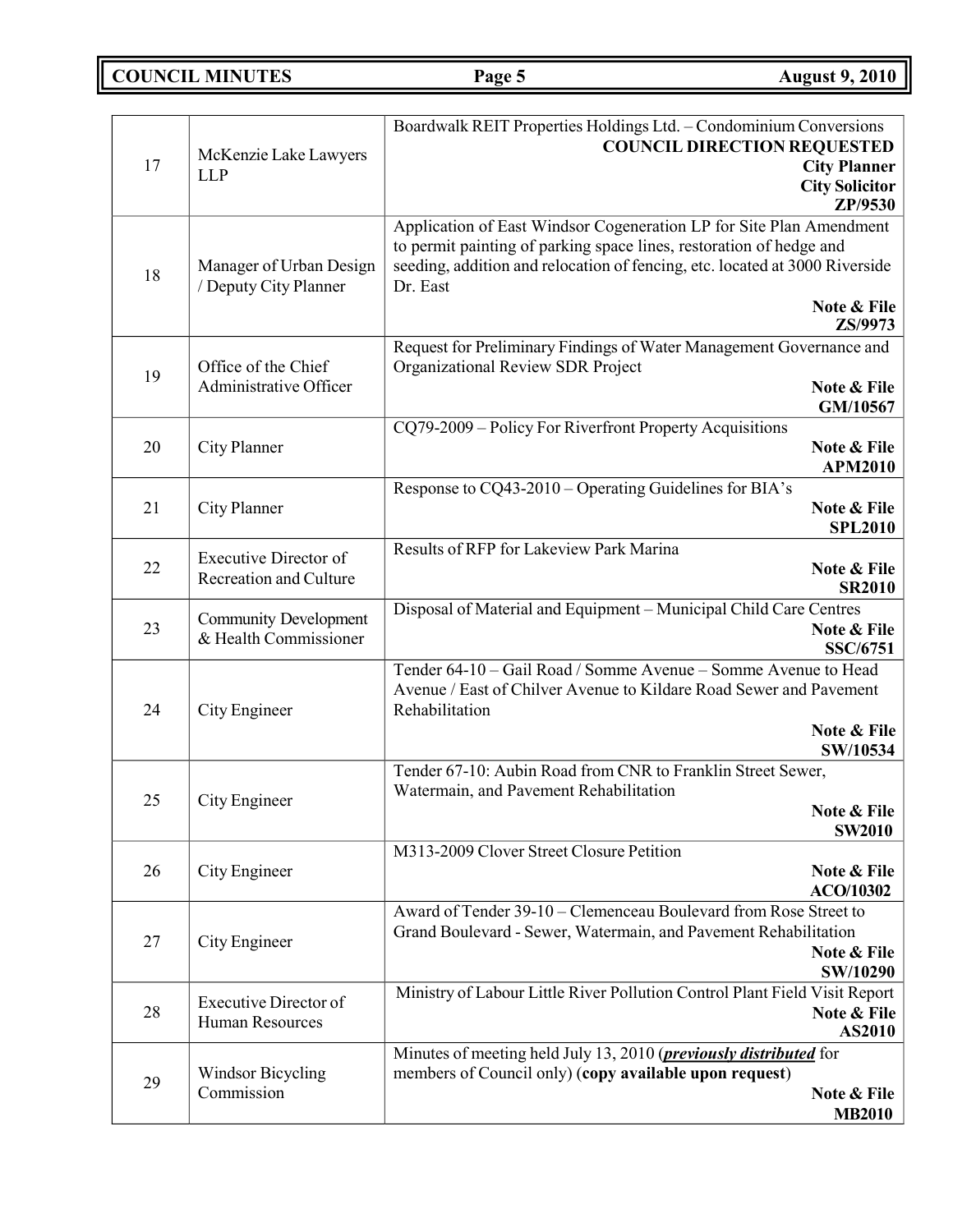| | | |
|---|---|---|
| 17 | McKenzie Lake Lawyers LLP | Boardwalk REIT Properties Holdings Ltd. – Condominium Conversions<br>**COUNCIL DIRECTION REQUESTED**<br>**City Planner**<br>**City Solicitor**<br>**ZP/9530** |
| 18 | Manager of Urban Design / Deputy City Planner | Application of East Windsor Cogeneration LP for Site Plan Amendment to permit painting of parking space lines, restoration of hedge and seeding, addition and relocation of fencing, etc. located at 3000 Riverside Dr. East<br>**Note & File**<br>**ZS/9973** |
| 19 | Office of the Chief Administrative Officer | Request for Preliminary Findings of Water Management Governance and Organizational Review SDR Project<br>**Note & File**<br>**GM/10567** |
| 20 | City Planner | CQ79-2009 – Policy For Riverfront Property Acquisitions<br>**Note & File**<br>**APM2010** |
| 21 | City Planner | Response to CQ43-2010 – Operating Guidelines for BIA's<br>**Note & File**<br>**SPL2010** |
| 22 | Executive Director of Recreation and Culture | Results of RFP for Lakeview Park Marina<br>**Note & File**<br>**SR2010** |
| 23 | Community Development & Health Commissioner | Disposal of Material and Equipment – Municipal Child Care Centres<br>**Note & File**<br>**SSC/6751** |
| 24 | City Engineer | Tender 64-10 – Gail Road / Somme Avenue – Somme Avenue to Head Avenue / East of Chilver Avenue to Kildare Road Sewer and Pavement Rehabilitation<br>**Note & File**<br>**SW/10534** |
| 25 | City Engineer | Tender 67-10: Aubin Road from CNR to Franklin Street Sewer, Watermain, and Pavement Rehabilitation<br>**Note & File**<br>**SW2010** |
| 26 | City Engineer | M313-2009 Clover Street Closure Petition<br>**Note & File**<br>**ACO/10302** |
| 27 | City Engineer | Award of Tender 39-10 – Clemenceau Boulevard from Rose Street to Grand Boulevard - Sewer, Watermain, and Pavement Rehabilitation<br>**Note & File**<br>**SW/10290** |
| 28 | Executive Director of Human Resources | Ministry of Labour Little River Pollution Control Plant Field Visit Report<br>**Note & File**<br>**AS2010** |
| 29 | Windsor Bicycling Commission | Minutes of meeting held July 13, 2010 (***previously distributed*** for members of Council only) (**copy available upon request**)<br>**Note & File**<br>**MB2010** |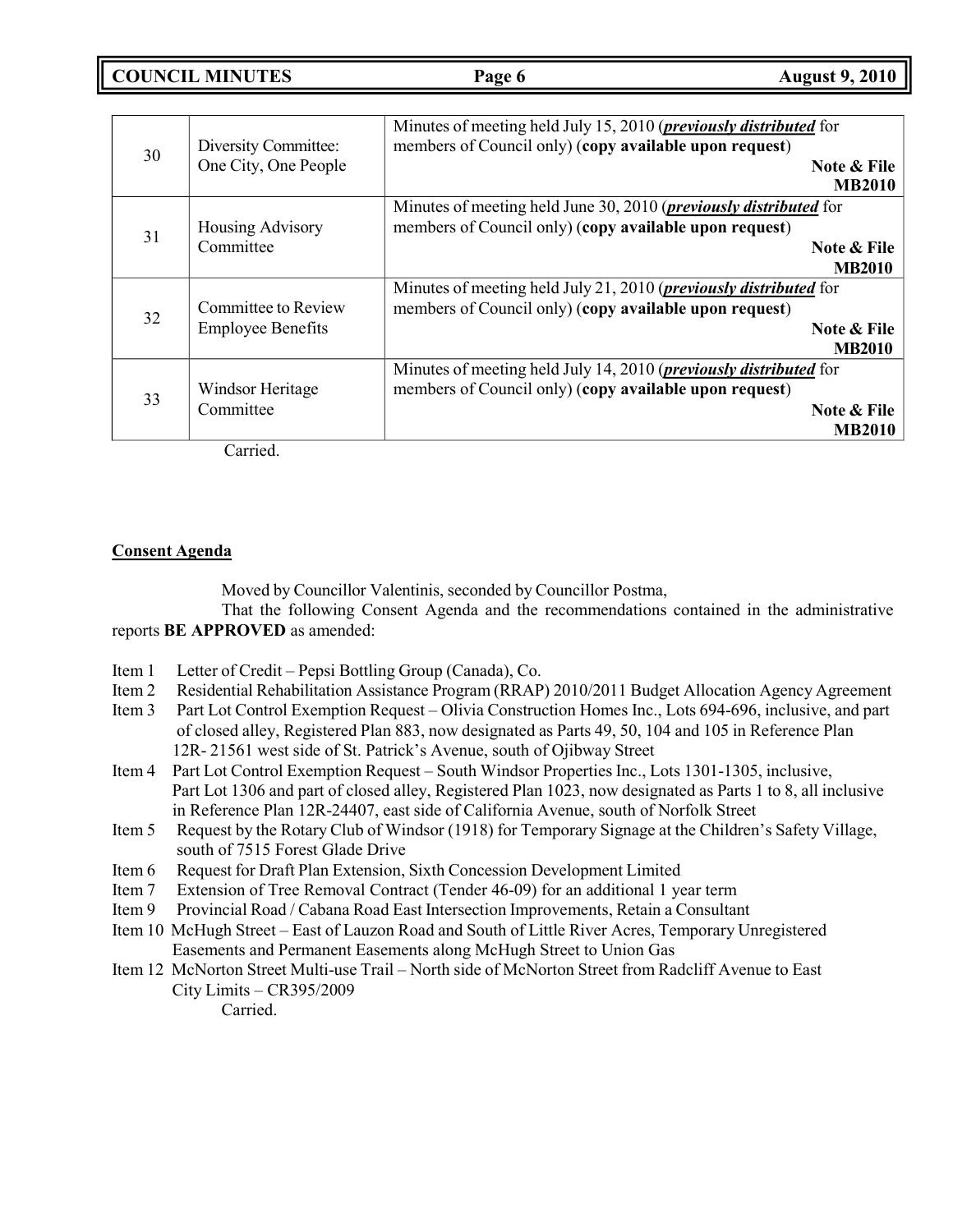| | | |
|---|---|---|
| 30 | Diversity Committee: One City, One People | Minutes of meeting held July 15, 2010 (***previously distributed*** for members of Council only) (**copy available upon request**) **Note & File MB2010** |
| 31 | Housing Advisory Committee | Minutes of meeting held June 30, 2010 (***previously distributed*** for members of Council only) (**copy available upon request**) **Note & File MB2010** |
| 32 | Committee to Review Employee Benefits | Minutes of meeting held July 21, 2010 (***previously distributed*** for members of Council only) (**copy available upon request**) **Note & File MB2010** |
| 33 | Windsor Heritage Committee | Minutes of meeting held July 14, 2010 (***previously distributed*** for members of Council only) (**copy available upon request**) **Note & File MB2010** |

Carried.

**Consent Agenda**

Moved by Councillor Valentinis, seconded by Councillor Postma,

That the following Consent Agenda and the recommendations contained in the administrative reports **BE APPROVED** as amended:

- Item 1 Letter of Credit – Pepsi Bottling Group (Canada), Co.
- Item 2 Residential Rehabilitation Assistance Program (RRAP) 2010/2011 Budget Allocation Agency Agreement
- Item 3 Part Lot Control Exemption Request – Olivia Construction Homes Inc., Lots 694-696, inclusive, and part of closed alley, Registered Plan 883, now designated as Parts 49, 50, 104 and 105 in Reference Plan 12R- 21561 west side of St. Patrick's Avenue, south of Ojibway Street
- Item 4 Part Lot Control Exemption Request – South Windsor Properties Inc., Lots 1301-1305, inclusive, Part Lot 1306 and part of closed alley, Registered Plan 1023, now designated as Parts 1 to 8, all inclusive in Reference Plan 12R-24407, east side of California Avenue, south of Norfolk Street
- Item 5 Request by the Rotary Club of Windsor (1918) for Temporary Signage at the Children's Safety Village, south of 7515 Forest Glade Drive
- Item 6 Request for Draft Plan Extension, Sixth Concession Development Limited
- Item 7 Extension of Tree Removal Contract (Tender 46-09) for an additional 1 year term
- Item 9 Provincial Road / Cabana Road East Intersection Improvements, Retain a Consultant
- Item 10 McHugh Street – East of Lauzon Road and South of Little River Acres, Temporary Unregistered Easements and Permanent Easements along McHugh Street to Union Gas
- Item 12 McNorton Street Multi-use Trail – North side of McNorton Street from Radcliff Avenue to East City Limits – CR395/2009

Carried.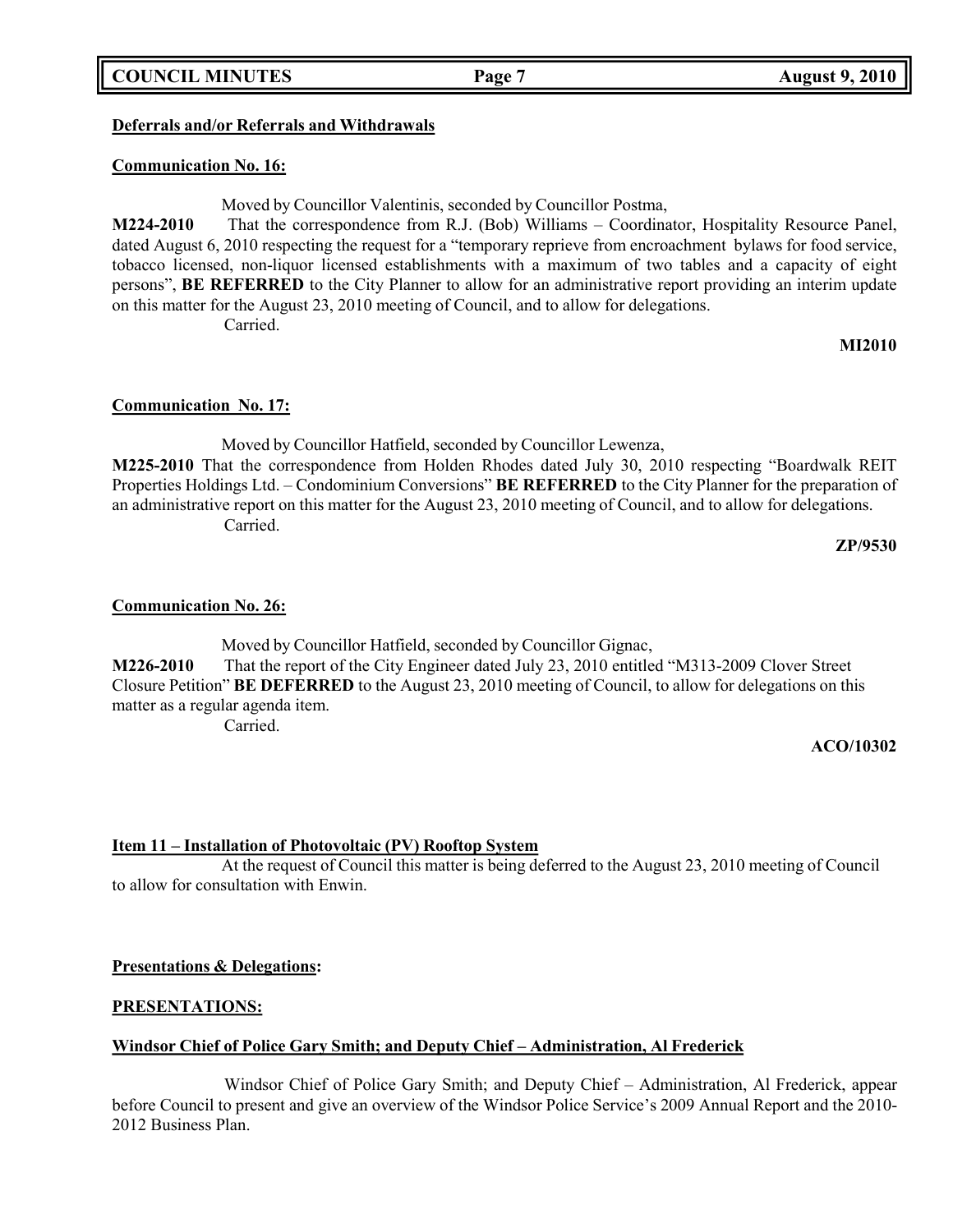**Deferrals and/or Referrals and Withdrawals**

**Communication No. 16:**

Moved by Councillor Valentinis, seconded by Councillor Postma,

**M224-2010** That the correspondence from R.J. (Bob) Williams – Coordinator, Hospitality Resource Panel, dated August 6, 2010 respecting the request for a "temporary reprieve from encroachment bylaws for food service, tobacco licensed, non-liquor licensed establishments with a maximum of two tables and a capacity of eight persons", **BE REFERRED** to the City Planner to allow for an administrative report providing an interim update on this matter for the August 23, 2010 meeting of Council, and to allow for delegations.

Carried.

**MI2010**

**Communication No. 17:**

Moved by Councillor Hatfield, seconded by Councillor Lewenza,

**M225-2010** That the correspondence from Holden Rhodes dated July 30, 2010 respecting "Boardwalk REIT Properties Holdings Ltd. – Condominium Conversions" **BE REFERRED** to the City Planner for the preparation of an administrative report on this matter for the August 23, 2010 meeting of Council, and to allow for delegations.

Carried.

**ZP/9530**

**Communication No. 26:**

Moved by Councillor Hatfield, seconded by Councillor Gignac,

**M226-2010** That the report of the City Engineer dated July 23, 2010 entitled "M313-2009 Clover Street Closure Petition" **BE DEFERRED** to the August 23, 2010 meeting of Council, to allow for delegations on this matter as a regular agenda item.

Carried.

**ACO/10302**

**Item 11 – Installation of Photovoltaic (PV) Rooftop System**

At the request of Council this matter is being deferred to the August 23, 2010 meeting of Council to allow for consultation with Enwin.

**Presentations & Delegations:**

**PRESENTATIONS:**

**Windsor Chief of Police Gary Smith; and Deputy Chief – Administration, Al Frederick**

Windsor Chief of Police Gary Smith; and Deputy Chief – Administration, Al Frederick, appear before Council to present and give an overview of the Windsor Police Service's 2009 Annual Report and the 2010-2012 Business Plan.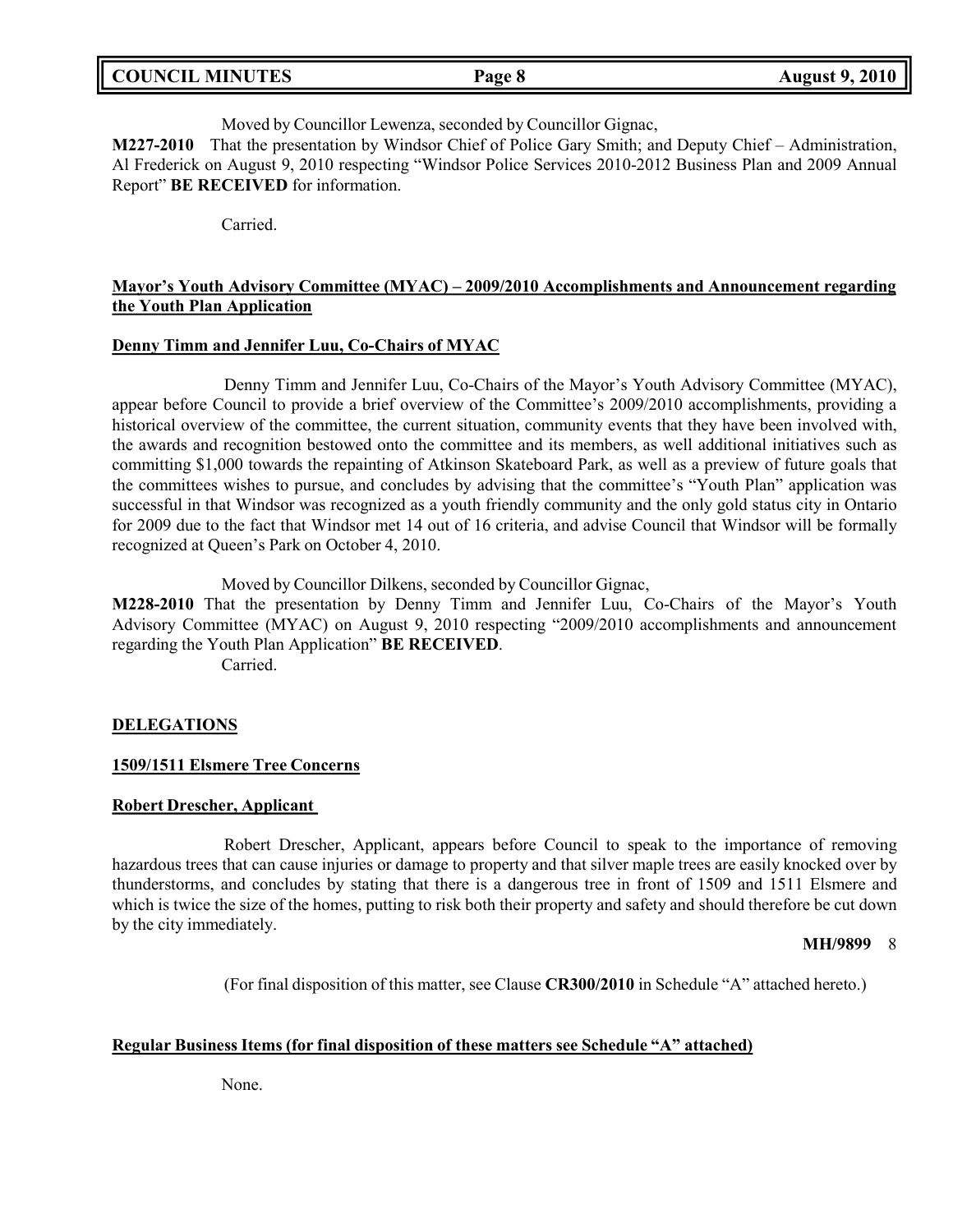Moved by Councillor Lewenza, seconded by Councillor Gignac,

**M227-2010** That the presentation by Windsor Chief of Police Gary Smith; and Deputy Chief – Administration, Al Frederick on August 9, 2010 respecting "Windsor Police Services 2010-2012 Business Plan and 2009 Annual Report" **BE RECEIVED** for information.

Carried.

**Mayor's Youth Advisory Committee (MYAC) – 2009/2010 Accomplishments and Announcement regarding the Youth Plan Application**

**Denny Timm and Jennifer Luu, Co-Chairs of MYAC**

Denny Timm and Jennifer Luu, Co-Chairs of the Mayor's Youth Advisory Committee (MYAC), appear before Council to provide a brief overview of the Committee's 2009/2010 accomplishments, providing a historical overview of the committee, the current situation, community events that they have been involved with, the awards and recognition bestowed onto the committee and its members, as well additional initiatives such as committing $1,000 towards the repainting of Atkinson Skateboard Park, as well as a preview of future goals that the committees wishes to pursue, and concludes by advising that the committee's "Youth Plan" application was successful in that Windsor was recognized as a youth friendly community and the only gold status city in Ontario for 2009 due to the fact that Windsor met 14 out of 16 criteria, and advise Council that Windsor will be formally recognized at Queen's Park on October 4, 2010.

Moved by Councillor Dilkens, seconded by Councillor Gignac,

**M228-2010** That the presentation by Denny Timm and Jennifer Luu, Co-Chairs of the Mayor's Youth Advisory Committee (MYAC) on August 9, 2010 respecting "2009/2010 accomplishments and announcement regarding the Youth Plan Application" **BE RECEIVED**.

Carried.

**DELEGATIONS**

**1509/1511 Elsmere Tree Concerns**

**Robert Drescher, Applicant**

Robert Drescher, Applicant, appears before Council to speak to the importance of removing hazardous trees that can cause injuries or damage to property and that silver maple trees are easily knocked over by thunderstorms, and concludes by stating that there is a dangerous tree in front of 1509 and 1511 Elsmere and which is twice the size of the homes, putting to risk both their property and safety and should therefore be cut down by the city immediately.

**MH/9899** 8

(For final disposition of this matter, see Clause **CR300/2010** in Schedule "A" attached hereto.)

**Regular Business Items (for final disposition of these matters see Schedule "A" attached)**

None.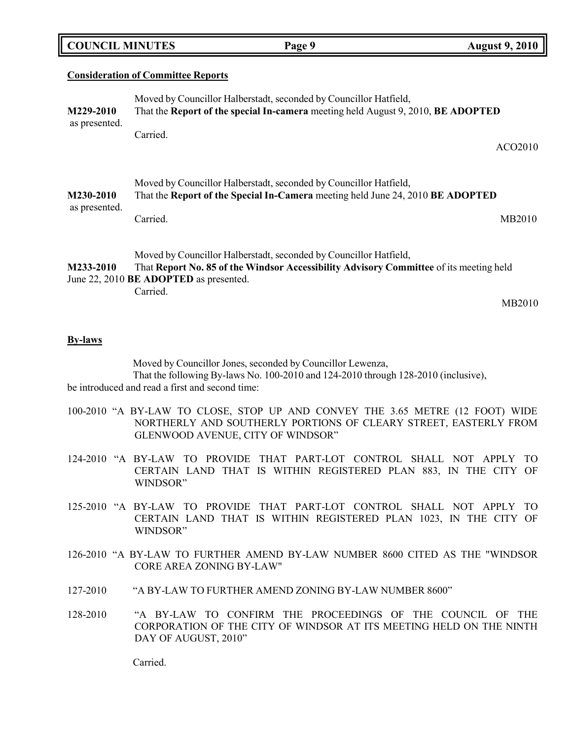**Consideration of Committee Reports**

Moved by Councillor Halberstadt, seconded by Councillor Hatfield,

**M229-2010** That the **Report of the special In-camera** meeting held August 9, 2010, **BE ADOPTED** as presented.

Carried.

ACO2010

Moved by Councillor Halberstadt, seconded by Councillor Hatfield,

**M230-2010** That the **Report of the Special In-Camera** meeting held June 24, 2010 **BE ADOPTED** as presented.

Carried.

MB2010

Moved by Councillor Halberstadt, seconded by Councillor Hatfield,

**M233-2010** That **Report No. 85 of the Windsor Accessibility Advisory Committee** of its meeting held June 22, 2010 **BE ADOPTED** as presented.

Carried.

MB2010

**By-laws**

Moved by Councillor Jones, seconded by Councillor Lewenza,

That the following By-laws No. 100-2010 and 124-2010 through 128-2010 (inclusive), be introduced and read a first and second time:

100-2010 "A BY-LAW TO CLOSE, STOP UP AND CONVEY THE 3.65 METRE (12 FOOT) WIDE NORTHERLY AND SOUTHERLY PORTIONS OF CLEARY STREET, EASTERLY FROM GLENWOOD AVENUE, CITY OF WINDSOR"

124-2010 "A BY-LAW TO PROVIDE THAT PART-LOT CONTROL SHALL NOT APPLY TO CERTAIN LAND THAT IS WITHIN REGISTERED PLAN 883, IN THE CITY OF WINDSOR"

125-2010 "A BY-LAW TO PROVIDE THAT PART-LOT CONTROL SHALL NOT APPLY TO CERTAIN LAND THAT IS WITHIN REGISTERED PLAN 1023, IN THE CITY OF WINDSOR"

126-2010 "A BY-LAW TO FURTHER AMEND BY-LAW NUMBER 8600 CITED AS THE "WINDSOR CORE AREA ZONING BY-LAW"

127-2010 "A BY-LAW TO FURTHER AMEND ZONING BY-LAW NUMBER 8600"

128-2010 "A BY-LAW TO CONFIRM THE PROCEEDINGS OF THE COUNCIL OF THE CORPORATION OF THE CITY OF WINDSOR AT ITS MEETING HELD ON THE NINTH DAY OF AUGUST, 2010"

Carried.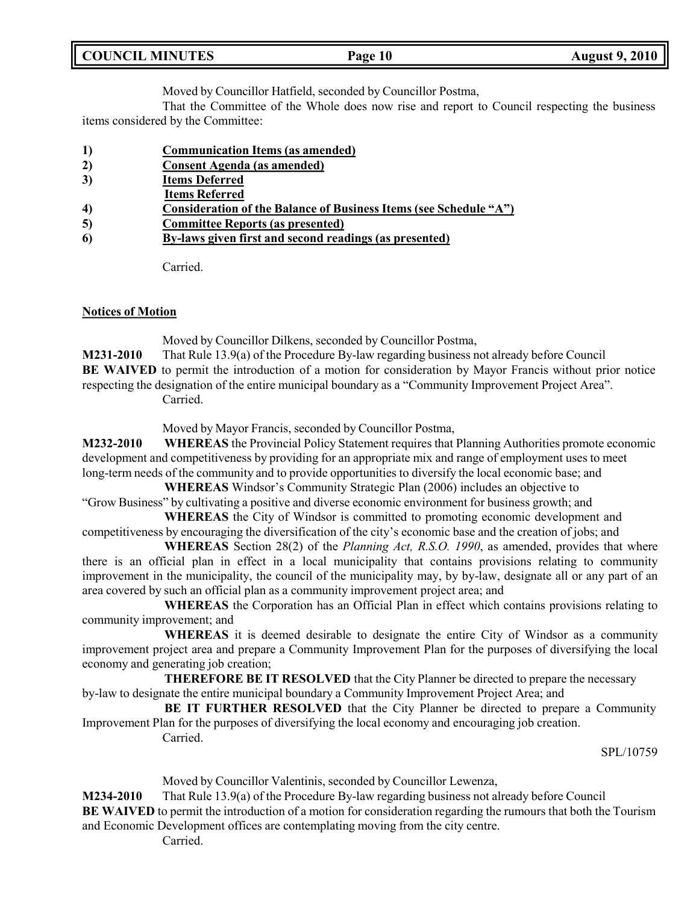Moved by Councillor Hatfield, seconded by Councillor Postma,

That the Committee of the Whole does now rise and report to Council respecting the business items considered by the Committee:

1) **Communication Items (as amended)**
2) **Consent Agenda (as amended)**
3) **Items Deferred**
   **Items Referred**
4) **Consideration of the Balance of Business Items (see Schedule "A")**
5) **Committee Reports (as presented)**
6) **By-laws given first and second readings (as presented)**

Carried.

**Notices of Motion**

Moved by Councillor Dilkens, seconded by Councillor Postma,

**M231-2010** That Rule 13.9(a) of the Procedure By-law regarding business not already before Council **BE WAIVED** to permit the introduction of a motion for consideration by Mayor Francis without prior notice respecting the designation of the entire municipal boundary as a "Community Improvement Project Area".

Carried.

Moved by Mayor Francis, seconded by Councillor Postma,

**M232-2010** **WHEREAS** the Provincial Policy Statement requires that Planning Authorities promote economic development and competitiveness by providing for an appropriate mix and range of employment uses to meet long-term needs of the community and to provide opportunities to diversify the local economic base; and

**WHEREAS** Windsor's Community Strategic Plan (2006) includes an objective to "Grow Business" by cultivating a positive and diverse economic environment for business growth; and

**WHEREAS** the City of Windsor is committed to promoting economic development and competitiveness by encouraging the diversification of the city's economic base and the creation of jobs; and

**WHEREAS** Section 28(2) of the *Planning Act, R.S.O. 1990*, as amended, provides that where there is an official plan in effect in a local municipality that contains provisions relating to community improvement in the municipality, the council of the municipality may, by by-law, designate all or any part of an area covered by such an official plan as a community improvement project area; and

**WHEREAS** the Corporation has an Official Plan in effect which contains provisions relating to community improvement; and

**WHEREAS** it is deemed desirable to designate the entire City of Windsor as a community improvement project area and prepare a Community Improvement Plan for the purposes of diversifying the local economy and generating job creation;

**THEREFORE BE IT RESOLVED** that the City Planner be directed to prepare the necessary by-law to designate the entire municipal boundary a Community Improvement Project Area; and

**BE IT FURTHER RESOLVED** that the City Planner be directed to prepare a Community Improvement Plan for the purposes of diversifying the local economy and encouraging job creation.

Carried.

SPL/10759

Moved by Councillor Valentinis, seconded by Councillor Lewenza,

**M234-2010** That Rule 13.9(a) of the Procedure By-law regarding business not already before Council **BE WAIVED** to permit the introduction of a motion for consideration regarding the rumours that both the Tourism and Economic Development offices are contemplating moving from the city centre.

Carried.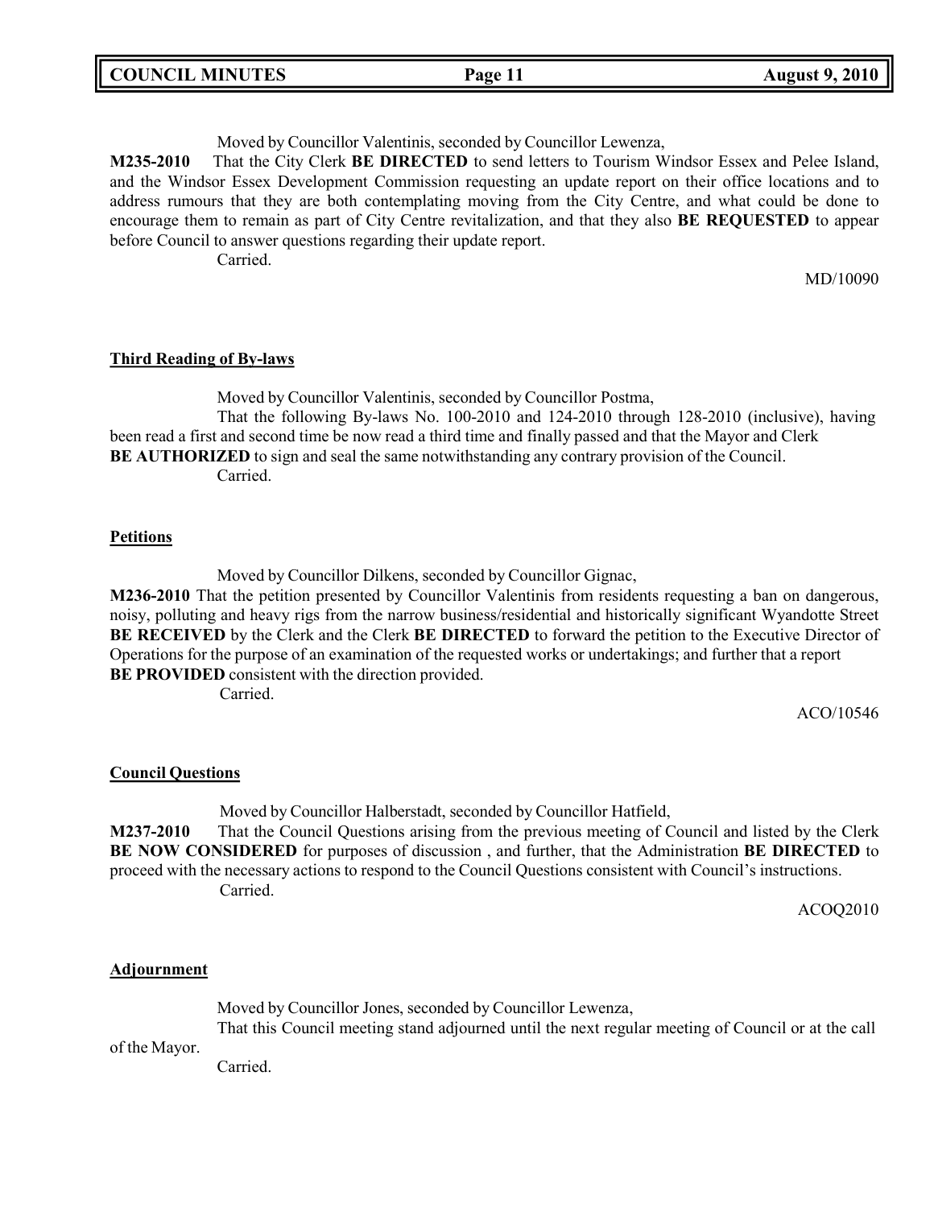Moved by Councillor Valentinis, seconded by Councillor Lewenza,

**M235-2010** That the City Clerk **BE DIRECTED** to send letters to Tourism Windsor Essex and Pelee Island, and the Windsor Essex Development Commission requesting an update report on their office locations and to address rumours that they are both contemplating moving from the City Centre, and what could be done to encourage them to remain as part of City Centre revitalization, and that they also **BE REQUESTED** to appear before Council to answer questions regarding their update report.

Carried.

MD/10090

**Third Reading of By-laws**

Moved by Councillor Valentinis, seconded by Councillor Postma,

That the following By-laws No. 100-2010 and 124-2010 through 128-2010 (inclusive), having been read a first and second time be now read a third time and finally passed and that the Mayor and Clerk **BE AUTHORIZED** to sign and seal the same notwithstanding any contrary provision of the Council.

Carried.

**Petitions**

Moved by Councillor Dilkens, seconded by Councillor Gignac,

**M236-2010** That the petition presented by Councillor Valentinis from residents requesting a ban on dangerous, noisy, polluting and heavy rigs from the narrow business/residential and historically significant Wyandotte Street **BE RECEIVED** by the Clerk and the Clerk **BE DIRECTED** to forward the petition to the Executive Director of Operations for the purpose of an examination of the requested works or undertakings; and further that a report **BE PROVIDED** consistent with the direction provided.

Carried.

ACO/10546

**Council Questions**

Moved by Councillor Halberstadt, seconded by Councillor Hatfield,

**M237-2010** That the Council Questions arising from the previous meeting of Council and listed by the Clerk **BE NOW CONSIDERED** for purposes of discussion , and further, that the Administration **BE DIRECTED** to proceed with the necessary actions to respond to the Council Questions consistent with Council's instructions.

Carried.

ACOQ2010

**Adjournment**

Moved by Councillor Jones, seconded by Councillor Lewenza,

That this Council meeting stand adjourned until the next regular meeting of Council or at the call of the Mayor.

Carried.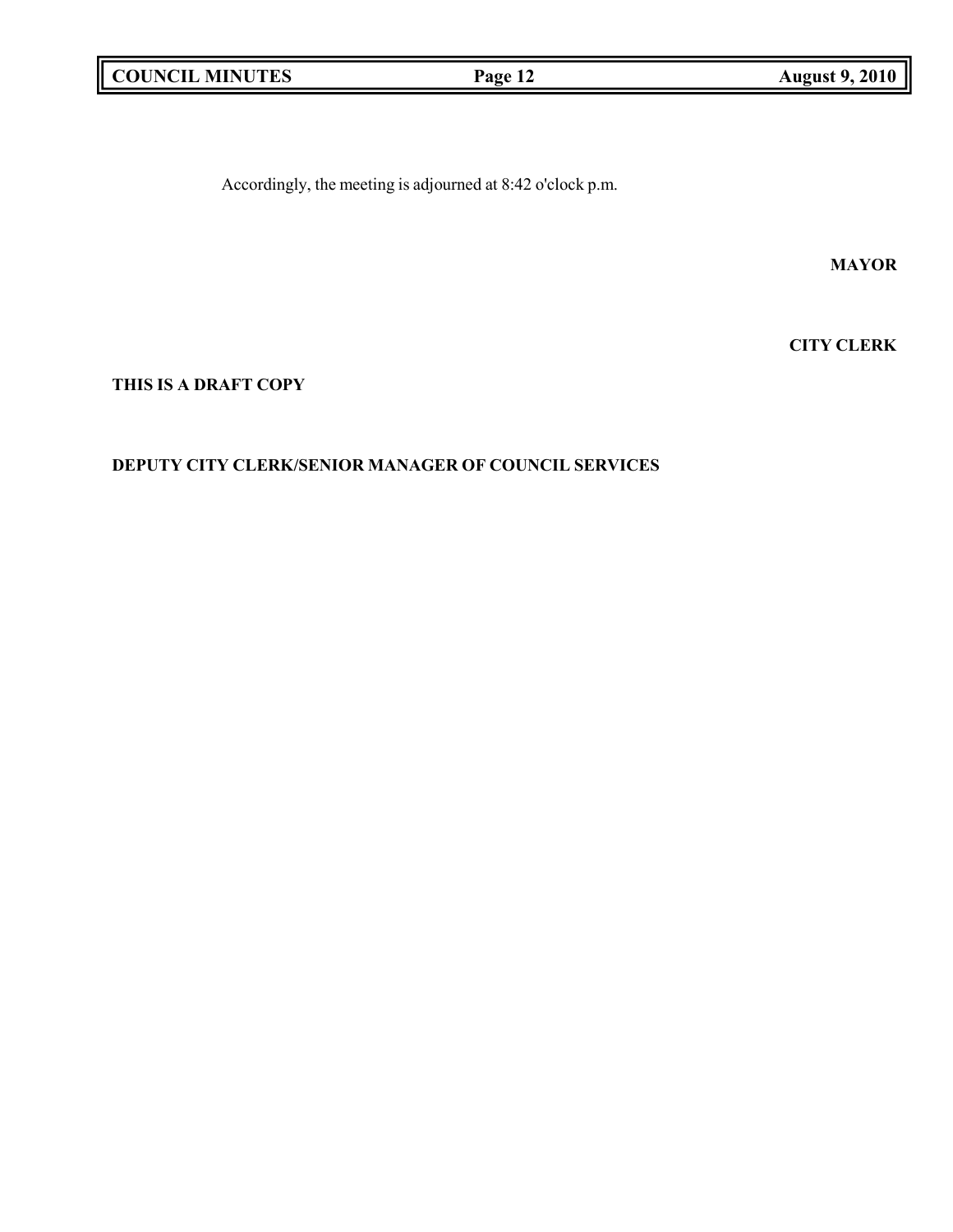Accordingly, the meeting is adjourned at 8:42 o'clock p.m.

**MAYOR**

**CITY CLERK**

**THIS IS A DRAFT COPY**

**DEPUTY CITY CLERK/SENIOR MANAGER OF COUNCIL SERVICES**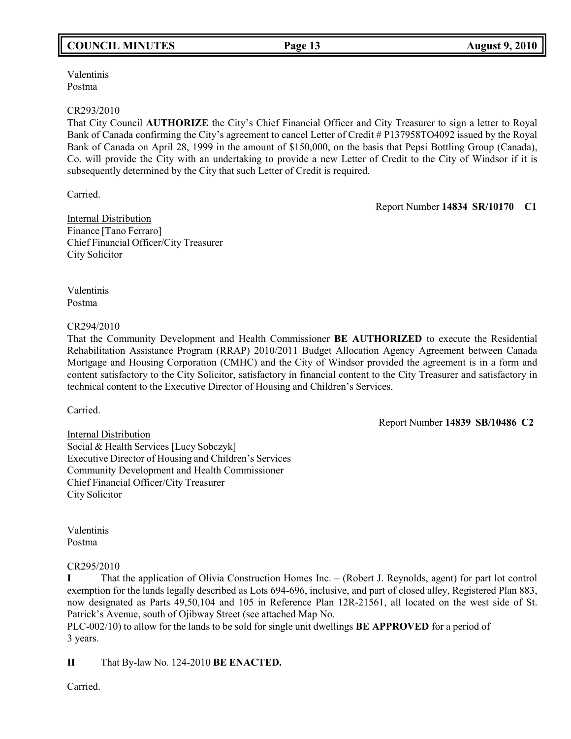Valentinis
Postma

CR293/2010
That City Council **AUTHORIZE** the City's Chief Financial Officer and City Treasurer to sign a letter to Royal Bank of Canada confirming the City's agreement to cancel Letter of Credit # P137958TO4092 issued by the Royal Bank of Canada on April 28, 1999 in the amount of $150,000, on the basis that Pepsi Bottling Group (Canada), Co. will provide the City with an undertaking to provide a new Letter of Credit to the City of Windsor if it is subsequently determined by the City that such Letter of Credit is required.

Carried.

Report Number **14834 SR/10170 C1**

Internal Distribution
Finance [Tano Ferraro]
Chief Financial Officer/City Treasurer
City Solicitor

Valentinis
Postma

CR294/2010
That the Community Development and Health Commissioner **BE AUTHORIZED** to execute the Residential Rehabilitation Assistance Program (RRAP) 2010/2011 Budget Allocation Agency Agreement between Canada Mortgage and Housing Corporation (CMHC) and the City of Windsor provided the agreement is in a form and content satisfactory to the City Solicitor, satisfactory in financial content to the City Treasurer and satisfactory in technical content to the Executive Director of Housing and Children's Services.

Carried.

Report Number **14839 SB/10486 C2**

Internal Distribution
Social & Health Services [Lucy Sobczyk]
Executive Director of Housing and Children's Services
Community Development and Health Commissioner
Chief Financial Officer/City Treasurer
City Solicitor

Valentinis
Postma

CR295/2010
**I** That the application of Olivia Construction Homes Inc. – (Robert J. Reynolds, agent) for part lot control exemption for the lands legally described as Lots 694-696, inclusive, and part of closed alley, Registered Plan 883, now designated as Parts 49,50,104 and 105 in Reference Plan 12R-21561, all located on the west side of St. Patrick's Avenue, south of Ojibway Street (see attached Map No. PLC-002/10) to allow for the lands to be sold for single unit dwellings **BE APPROVED** for a period of 3 years.

**II** That By-law No. 124-2010 **BE ENACTED.**

Carried.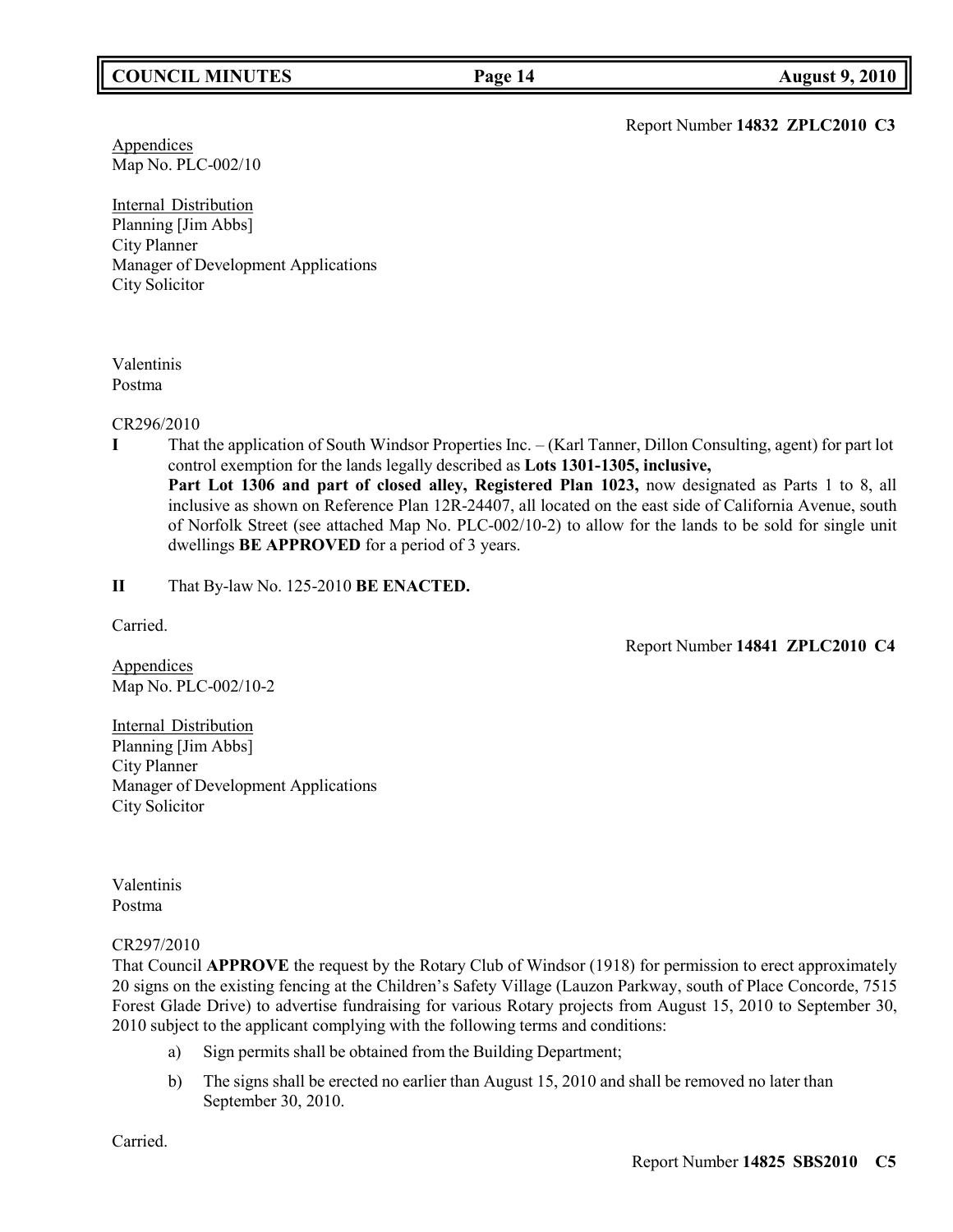Report Number **14832 ZPLC2010 C3**

Appendices
Map No. PLC-002/10

Internal Distribution
Planning [Jim Abbs]
City Planner
Manager of Development Applications
City Solicitor

Valentinis
Postma

CR296/2010

**I** That the application of South Windsor Properties Inc. – (Karl Tanner, Dillon Consulting, agent) for part lot control exemption for the lands legally described as **Lots 1301-1305, inclusive, Part Lot 1306 and part of closed alley, Registered Plan 1023,** now designated as Parts 1 to 8, all inclusive as shown on Reference Plan 12R-24407, all located on the east side of California Avenue, south of Norfolk Street (see attached Map No. PLC-002/10-2) to allow for the lands to be sold for single unit dwellings **BE APPROVED** for a period of 3 years.

**II** That By-law No. 125-2010 **BE ENACTED.**

Carried.

Report Number **14841 ZPLC2010 C4**

Appendices
Map No. PLC-002/10-2

Internal Distribution
Planning [Jim Abbs]
City Planner
Manager of Development Applications
City Solicitor

Valentinis
Postma

CR297/2010
That Council **APPROVE** the request by the Rotary Club of Windsor (1918) for permission to erect approximately 20 signs on the existing fencing at the Children's Safety Village (Lauzon Parkway, south of Place Concorde, 7515 Forest Glade Drive) to advertise fundraising for various Rotary projects from August 15, 2010 to September 30, 2010 subject to the applicant complying with the following terms and conditions:

a) Sign permits shall be obtained from the Building Department;

b) The signs shall be erected no earlier than August 15, 2010 and shall be removed no later than September 30, 2010.

Carried.

Report Number **14825 SBS2010 C5**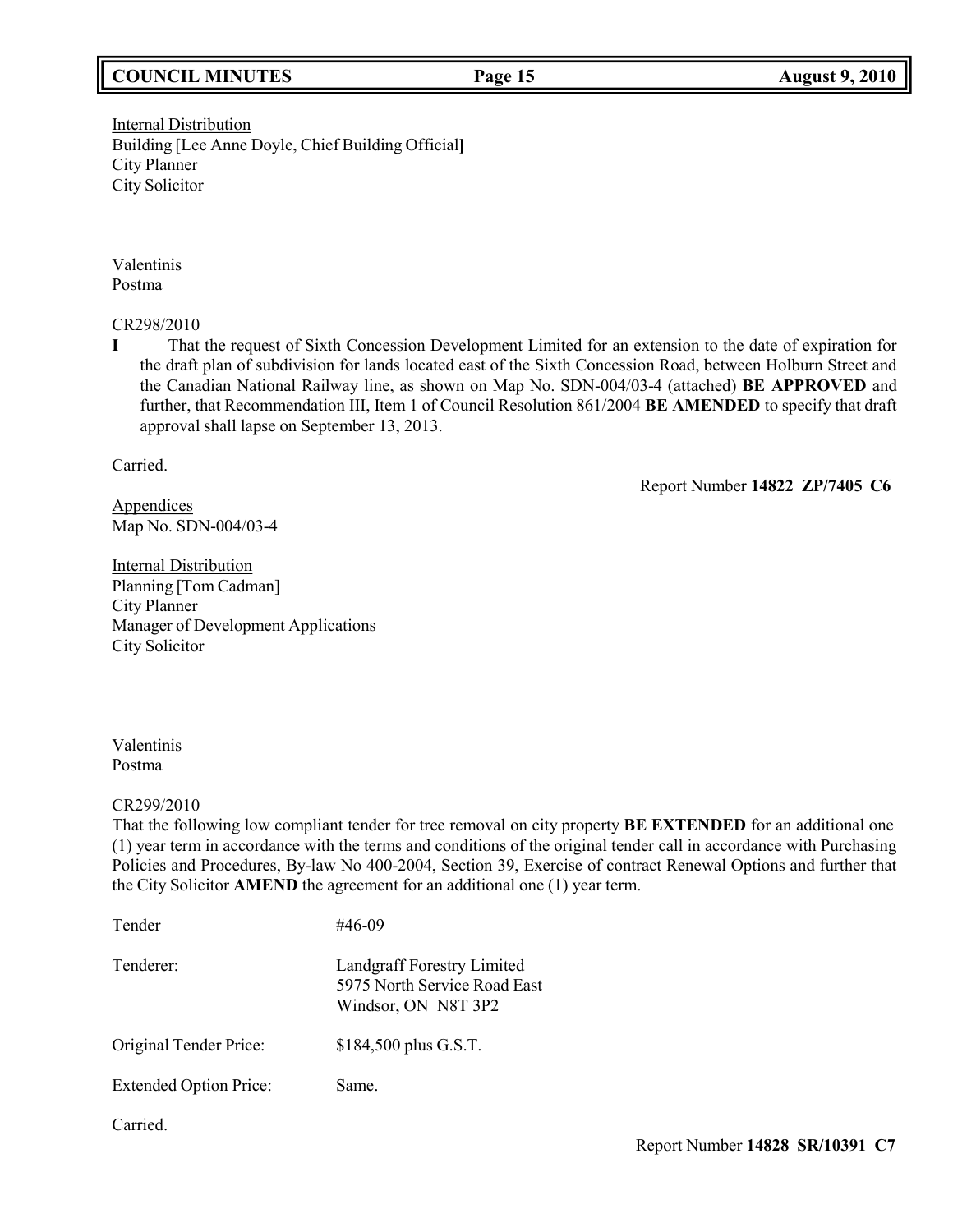Internal Distribution
Building [Lee Anne Doyle, Chief Building Official]
City Planner
City Solicitor

Valentinis
Postma

CR298/2010

**I** That the request of Sixth Concession Development Limited for an extension to the date of expiration for the draft plan of subdivision for lands located east of the Sixth Concession Road, between Holburn Street and the Canadian National Railway line, as shown on Map No. SDN-004/03-4 (attached) **BE APPROVED** and further, that Recommendation III, Item 1 of Council Resolution 861/2004 **BE AMENDED** to specify that draft approval shall lapse on September 13, 2013.

Carried.

Report Number **14822 ZP/7405 C6**

Appendices
Map No. SDN-004/03-4

Internal Distribution
Planning [Tom Cadman]
City Planner
Manager of Development Applications
City Solicitor

Valentinis
Postma

CR299/2010

That the following low compliant tender for tree removal on city property **BE EXTENDED** for an additional one (1) year term in accordance with the terms and conditions of the original tender call in accordance with Purchasing Policies and Procedures, By-law No 400-2004, Section 39, Exercise of contract Renewal Options and further that the City Solicitor **AMEND** the agreement for an additional one (1) year term.

| | |
|---|---|
| Tender | #46-09 |
| Tenderer: | Landgraff Forestry Limited<br>5975 North Service Road East<br>Windsor, ON N8T 3P2 |
| Original Tender Price: | $184,500 plus G.S.T. |
| Extended Option Price: | Same. |

Carried.

Report Number **14828 SR/10391 C7**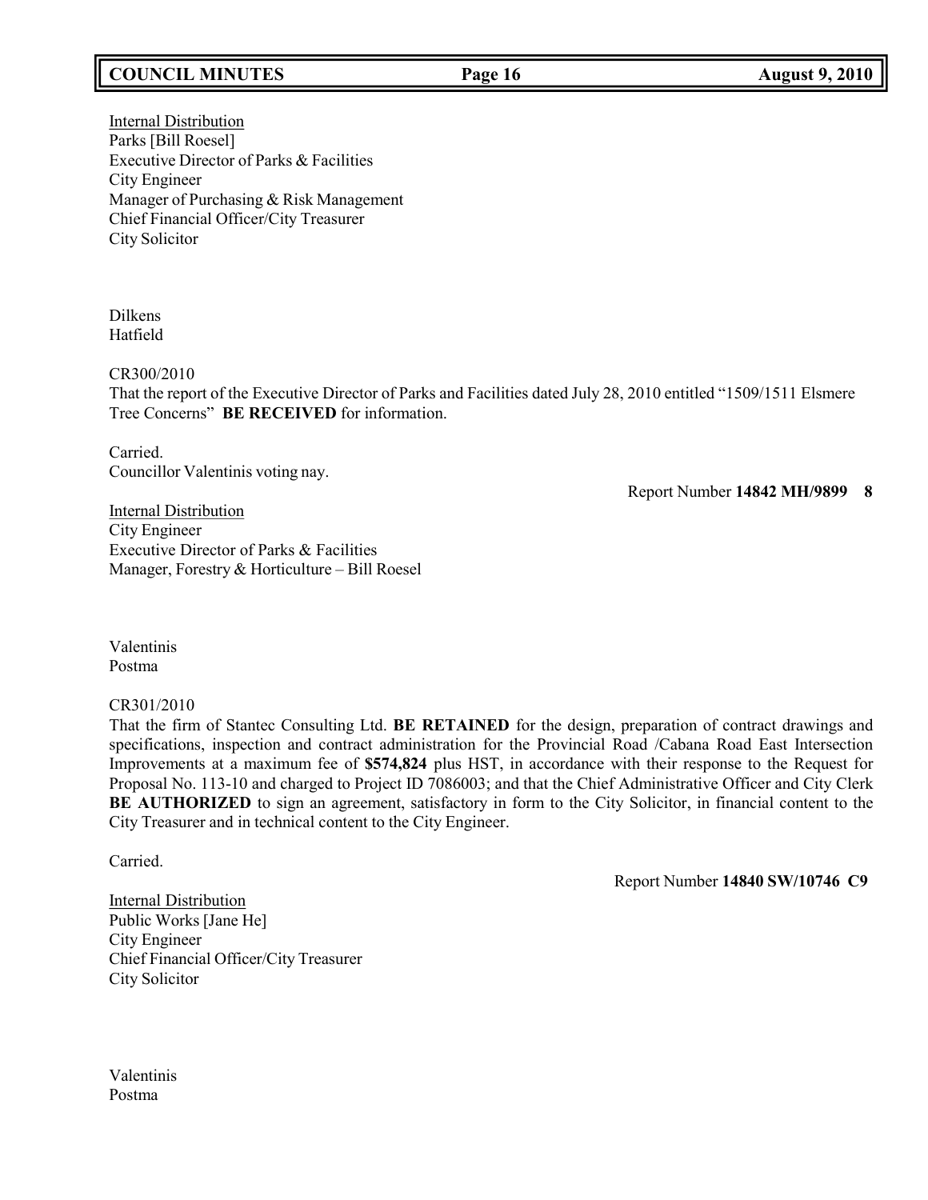Internal Distribution
Parks [Bill Roesel]
Executive Director of Parks & Facilities
City Engineer
Manager of Purchasing & Risk Management
Chief Financial Officer/City Treasurer
City Solicitor

Dilkens
Hatfield

CR300/2010
That the report of the Executive Director of Parks and Facilities dated July 28, 2010 entitled "1509/1511 Elsmere Tree Concerns" **BE RECEIVED** for information.

Carried.
Councillor Valentinis voting nay.

Report Number **14842 MH/9899 8**

Internal Distribution
City Engineer
Executive Director of Parks & Facilities
Manager, Forestry & Horticulture – Bill Roesel

Valentinis
Postma

CR301/2010
That the firm of Stantec Consulting Ltd. **BE RETAINED** for the design, preparation of contract drawings and specifications, inspection and contract administration for the Provincial Road /Cabana Road East Intersection Improvements at a maximum fee of **$574,824** plus HST, in accordance with their response to the Request for Proposal No. 113-10 and charged to Project ID 7086003; and that the Chief Administrative Officer and City Clerk **BE AUTHORIZED** to sign an agreement, satisfactory in form to the City Solicitor, in financial content to the City Treasurer and in technical content to the City Engineer.

Carried.

Report Number **14840 SW/10746 C9**

Internal Distribution
Public Works [Jane He]
City Engineer
Chief Financial Officer/City Treasurer
City Solicitor

Valentinis
Postma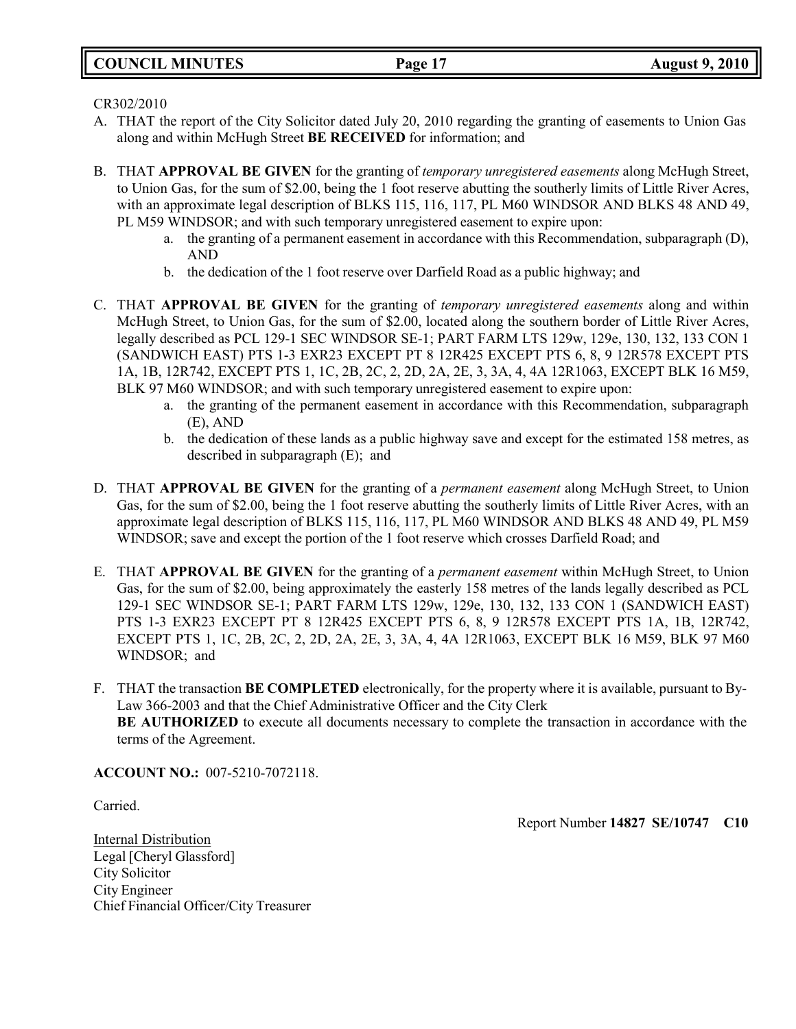CR302/2010

A. THAT the report of the City Solicitor dated July 20, 2010 regarding the granting of easements to Union Gas along and within McHugh Street **BE RECEIVED** for information; and

B. THAT **APPROVAL BE GIVEN** for the granting of *temporary unregistered easements* along McHugh Street, to Union Gas, for the sum of $2.00, being the 1 foot reserve abutting the southerly limits of Little River Acres, with an approximate legal description of BLKS 115, 116, 117, PL M60 WINDSOR AND BLKS 48 AND 49, PL M59 WINDSOR; and with such temporary unregistered easement to expire upon:
   a. the granting of a permanent easement in accordance with this Recommendation, subparagraph (D), AND
   b. the dedication of the 1 foot reserve over Darfield Road as a public highway; and

C. THAT **APPROVAL BE GIVEN** for the granting of *temporary unregistered easements* along and within McHugh Street, to Union Gas, for the sum of $2.00, located along the southern border of Little River Acres, legally described as PCL 129-1 SEC WINDSOR SE-1; PART FARM LTS 129w, 129e, 130, 132, 133 CON 1 (SANDWICH EAST) PTS 1-3 EXR23 EXCEPT PT 8 12R425 EXCEPT PTS 6, 8, 9 12R578 EXCEPT PTS 1A, 1B, 12R742, EXCEPT PTS 1, 1C, 2B, 2C, 2, 2D, 2A, 2E, 3, 3A, 4, 4A 12R1063, EXCEPT BLK 16 M59, BLK 97 M60 WINDSOR; and with such temporary unregistered easement to expire upon:
   a. the granting of the permanent easement in accordance with this Recommendation, subparagraph (E), AND
   b. the dedication of these lands as a public highway save and except for the estimated 158 metres, as described in subparagraph (E); and

D. THAT **APPROVAL BE GIVEN** for the granting of a *permanent easement* along McHugh Street, to Union Gas, for the sum of $2.00, being the 1 foot reserve abutting the southerly limits of Little River Acres, with an approximate legal description of BLKS 115, 116, 117, PL M60 WINDSOR AND BLKS 48 AND 49, PL M59 WINDSOR; save and except the portion of the 1 foot reserve which crosses Darfield Road; and

E. THAT **APPROVAL BE GIVEN** for the granting of a *permanent easement* within McHugh Street, to Union Gas, for the sum of $2.00, being approximately the easterly 158 metres of the lands legally described as PCL 129-1 SEC WINDSOR SE-1; PART FARM LTS 129w, 129e, 130, 132, 133 CON 1 (SANDWICH EAST) PTS 1-3 EXR23 EXCEPT PT 8 12R425 EXCEPT PTS 6, 8, 9 12R578 EXCEPT PTS 1A, 1B, 12R742, EXCEPT PTS 1, 1C, 2B, 2C, 2, 2D, 2A, 2E, 3, 3A, 4, 4A 12R1063, EXCEPT BLK 16 M59, BLK 97 M60 WINDSOR; and

F. THAT the transaction **BE COMPLETED** electronically, for the property where it is available, pursuant to By-Law 366-2003 and that the Chief Administrative Officer and the City Clerk **BE AUTHORIZED** to execute all documents necessary to complete the transaction in accordance with the terms of the Agreement.

**ACCOUNT NO.:** 007-5210-7072118.

Carried.

Report Number **14827 SE/10747 C10**

Internal Distribution
Legal [Cheryl Glassford]
City Solicitor
City Engineer
Chief Financial Officer/City Treasurer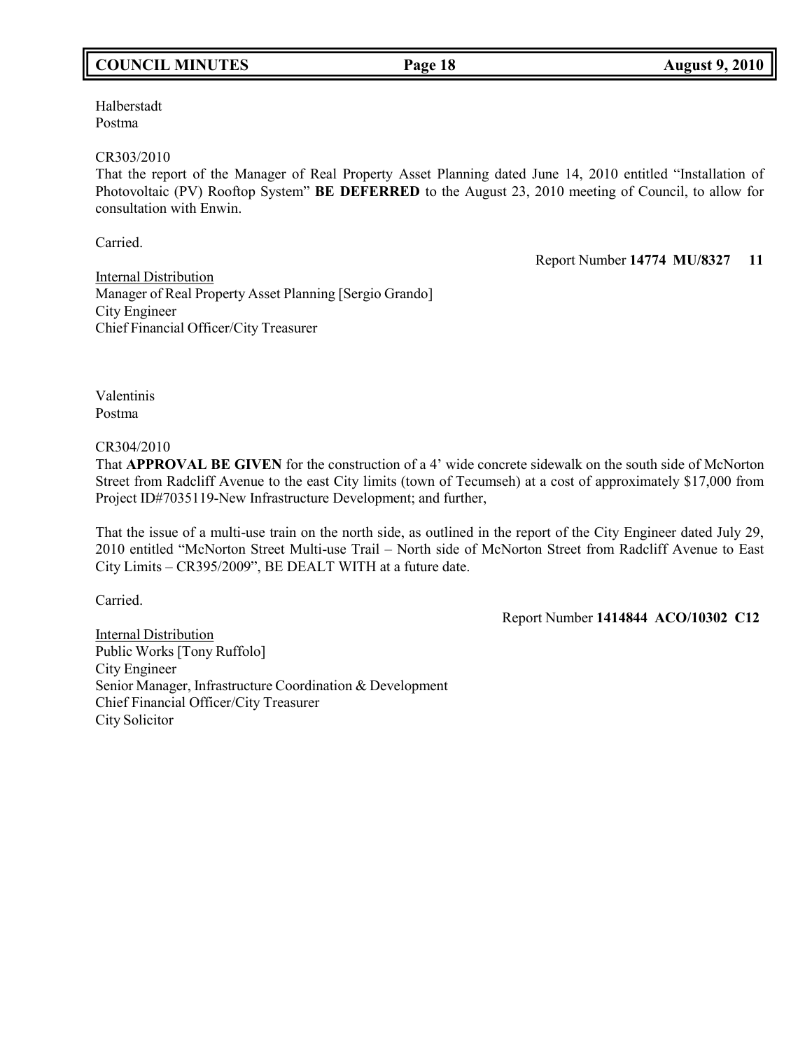Halberstadt
Postma

CR303/2010
That the report of the Manager of Real Property Asset Planning dated June 14, 2010 entitled "Installation of Photovoltaic (PV) Rooftop System" **BE DEFERRED** to the August 23, 2010 meeting of Council, to allow for consultation with Enwin.

Carried.

Report Number **14774 MU/8327 11**

Internal Distribution
Manager of Real Property Asset Planning [Sergio Grando]
City Engineer
Chief Financial Officer/City Treasurer

Valentinis
Postma

CR304/2010
That **APPROVAL BE GIVEN** for the construction of a 4' wide concrete sidewalk on the south side of McNorton Street from Radcliff Avenue to the east City limits (town of Tecumseh) at a cost of approximately $17,000 from Project ID#7035119-New Infrastructure Development; and further,

That the issue of a multi-use train on the north side, as outlined in the report of the City Engineer dated July 29, 2010 entitled "McNorton Street Multi-use Trail – North side of McNorton Street from Radcliff Avenue to East City Limits – CR395/2009", BE DEALT WITH at a future date.

Carried.

Report Number **1414844 ACO/10302 C12**

Internal Distribution
Public Works [Tony Ruffolo]
City Engineer
Senior Manager, Infrastructure Coordination & Development
Chief Financial Officer/City Treasurer
City Solicitor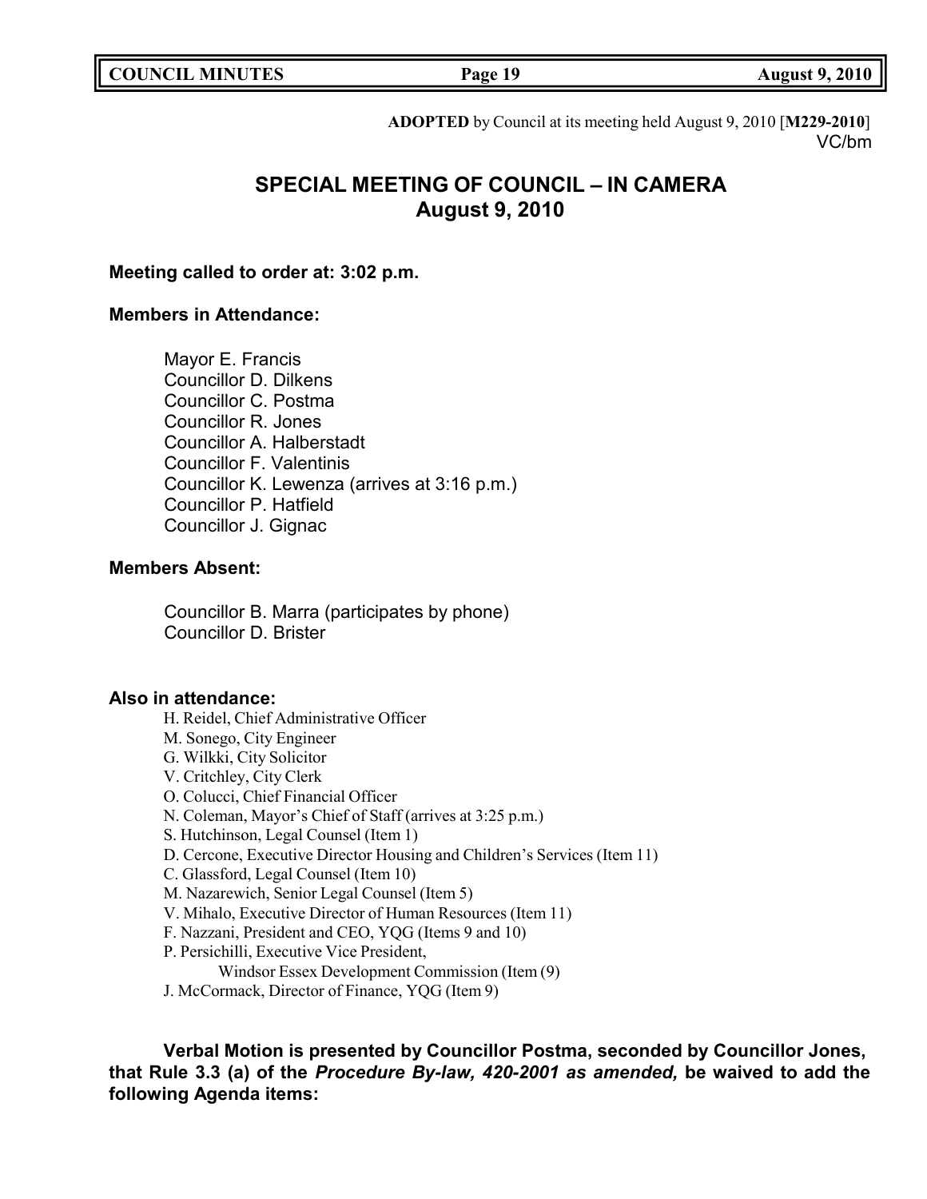**ADOPTED** by Council at its meeting held August 9, 2010 [**M229-2010**]
VC/bm

# SPECIAL MEETING OF COUNCIL – IN CAMERA
# August 9, 2010

**Meeting called to order at: 3:02 p.m.**

**Members in Attendance:**

Mayor E. Francis
Councillor D. Dilkens
Councillor C. Postma
Councillor R. Jones
Councillor A. Halberstadt
Councillor F. Valentinis
Councillor K. Lewenza (arrives at 3:16 p.m.)
Councillor P. Hatfield
Councillor J. Gignac

**Members Absent:**

Councillor B. Marra (participates by phone)
Councillor D. Brister

**Also in attendance:**

H. Reidel, Chief Administrative Officer
M. Sonego, City Engineer
G. Wilkki, City Solicitor
V. Critchley, City Clerk
O. Colucci, Chief Financial Officer
N. Coleman, Mayor's Chief of Staff (arrives at 3:25 p.m.)
S. Hutchinson, Legal Counsel (Item 1)
D. Cercone, Executive Director Housing and Children's Services (Item 11)
C. Glassford, Legal Counsel (Item 10)
M. Nazarewich, Senior Legal Counsel (Item 5)
V. Mihalo, Executive Director of Human Resources (Item 11)
F. Nazzani, President and CEO, YQG (Items 9 and 10)
P. Persichilli, Executive Vice President,
Windsor Essex Development Commission (Item (9)
J. McCormack, Director of Finance, YQG (Item 9)

**Verbal Motion is presented by Councillor Postma, seconded by Councillor Jones, that Rule 3.3 (a) of the *Procedure By-law, 420-2001 as amended,* be waived to add the following Agenda items:**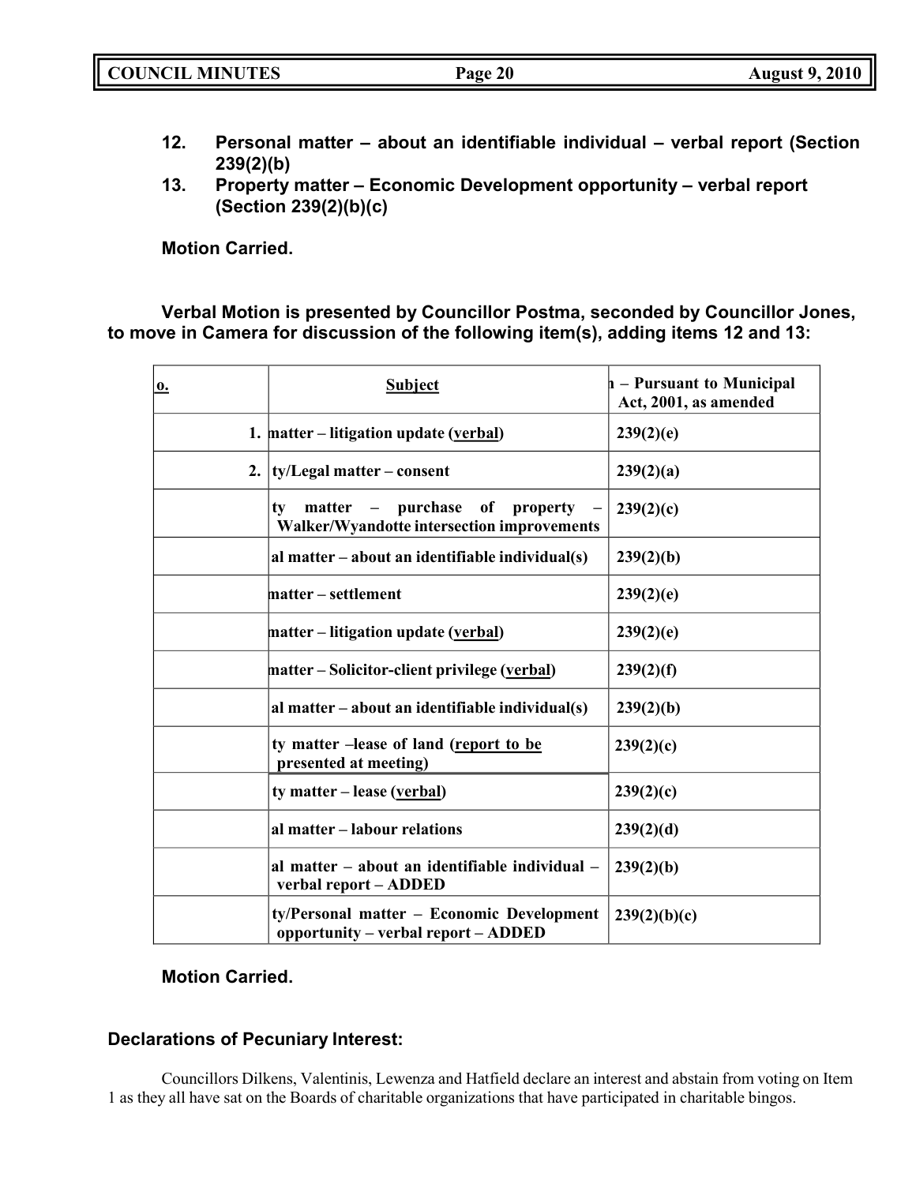12. **Personal matter – about an identifiable individual – verbal report (Section 239(2)(b)**
13. **Property matter – Economic Development opportunity – verbal report (Section 239(2)(b)(c)**

**Motion Carried.**

**Verbal Motion is presented by Councillor Postma, seconded by Councillor Jones, to move in Camera for discussion of the following item(s), adding items 12 and 13:**

| o. | Subject | n – Pursuant to Municipal Act, 2001, as amended |
|---|---|---|
| 1. | matter – litigation update (verbal) | 239(2)(e) |
| 2. | ty/Legal matter – consent | 239(2)(a) |
| | ty matter – purchase of property – Walker/Wyandotte intersection improvements | 239(2)(c) |
| | al matter – about an identifiable individual(s) | 239(2)(b) |
| | matter – settlement | 239(2)(e) |
| | matter – litigation update (verbal) | 239(2)(e) |
| | matter – Solicitor-client privilege (verbal) | 239(2)(f) |
| | al matter – about an identifiable individual(s) | 239(2)(b) |
| | ty matter –lease of land (report to be presented at meeting) | 239(2)(c) |
| | ty matter – lease (verbal) | 239(2)(c) |
| | al matter – labour relations | 239(2)(d) |
| | al matter – about an identifiable individual – verbal report – ADDED | 239(2)(b) |
| | ty/Personal matter – Economic Development opportunity – verbal report – ADDED | 239(2)(b)(c) |

**Motion Carried.**

### Declarations of Pecuniary Interest:

Councillors Dilkens, Valentinis, Lewenza and Hatfield declare an interest and abstain from voting on Item 1 as they all have sat on the Boards of charitable organizations that have participated in charitable bingos.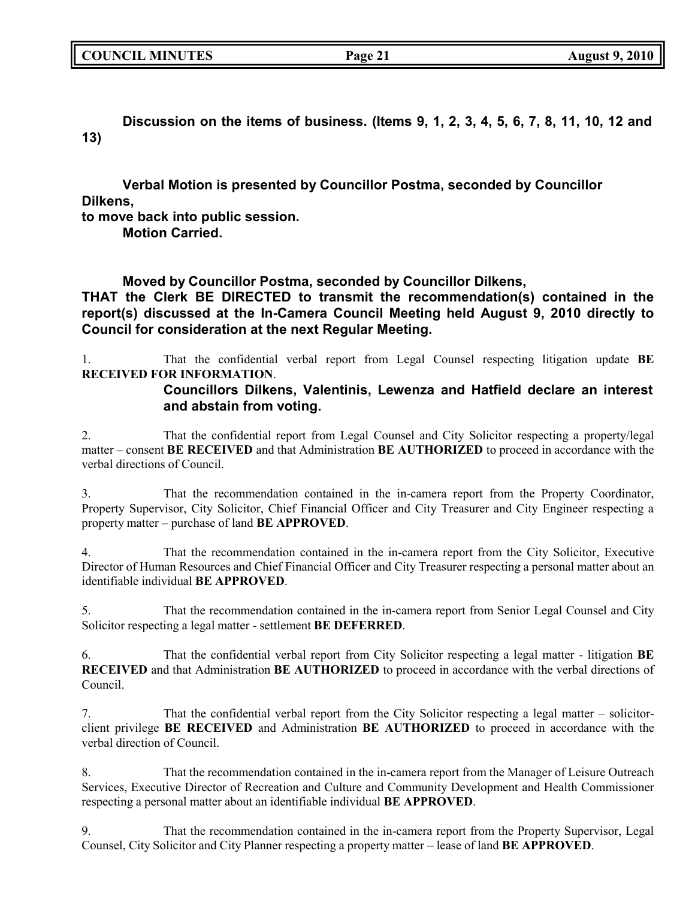**Discussion on the items of business. (Items 9, 1, 2, 3, 4, 5, 6, 7, 8, 11, 10, 12 and 13)**

**Verbal Motion is presented by Councillor Postma, seconded by Councillor Dilkens,
to move back into public session.**
**Motion Carried.**

**Moved by Councillor Postma, seconded by Councillor Dilkens,
THAT the Clerk BE DIRECTED to transmit the recommendation(s) contained in the report(s) discussed at the In-Camera Council Meeting held August 9, 2010 directly to Council for consideration at the next Regular Meeting.**

1. That the confidential verbal report from Legal Counsel respecting litigation update **BE RECEIVED FOR INFORMATION**.
   **Councillors Dilkens, Valentinis, Lewenza and Hatfield declare an interest and abstain from voting.**

2. That the confidential report from Legal Counsel and City Solicitor respecting a property/legal matter – consent **BE RECEIVED** and that Administration **BE AUTHORIZED** to proceed in accordance with the verbal directions of Council.

3. That the recommendation contained in the in-camera report from the Property Coordinator, Property Supervisor, City Solicitor, Chief Financial Officer and City Treasurer and City Engineer respecting a property matter – purchase of land **BE APPROVED**.

4. That the recommendation contained in the in-camera report from the City Solicitor, Executive Director of Human Resources and Chief Financial Officer and City Treasurer respecting a personal matter about an identifiable individual **BE APPROVED**.

5. That the recommendation contained in the in-camera report from Senior Legal Counsel and City Solicitor respecting a legal matter - settlement **BE DEFERRED**.

6. That the confidential verbal report from City Solicitor respecting a legal matter - litigation **BE RECEIVED** and that Administration **BE AUTHORIZED** to proceed in accordance with the verbal directions of Council.

7. That the confidential verbal report from the City Solicitor respecting a legal matter – solicitor-client privilege **BE RECEIVED** and Administration **BE AUTHORIZED** to proceed in accordance with the verbal direction of Council.

8. That the recommendation contained in the in-camera report from the Manager of Leisure Outreach Services, Executive Director of Recreation and Culture and Community Development and Health Commissioner respecting a personal matter about an identifiable individual **BE APPROVED**.

9. That the recommendation contained in the in-camera report from the Property Supervisor, Legal Counsel, City Solicitor and City Planner respecting a property matter – lease of land **BE APPROVED**.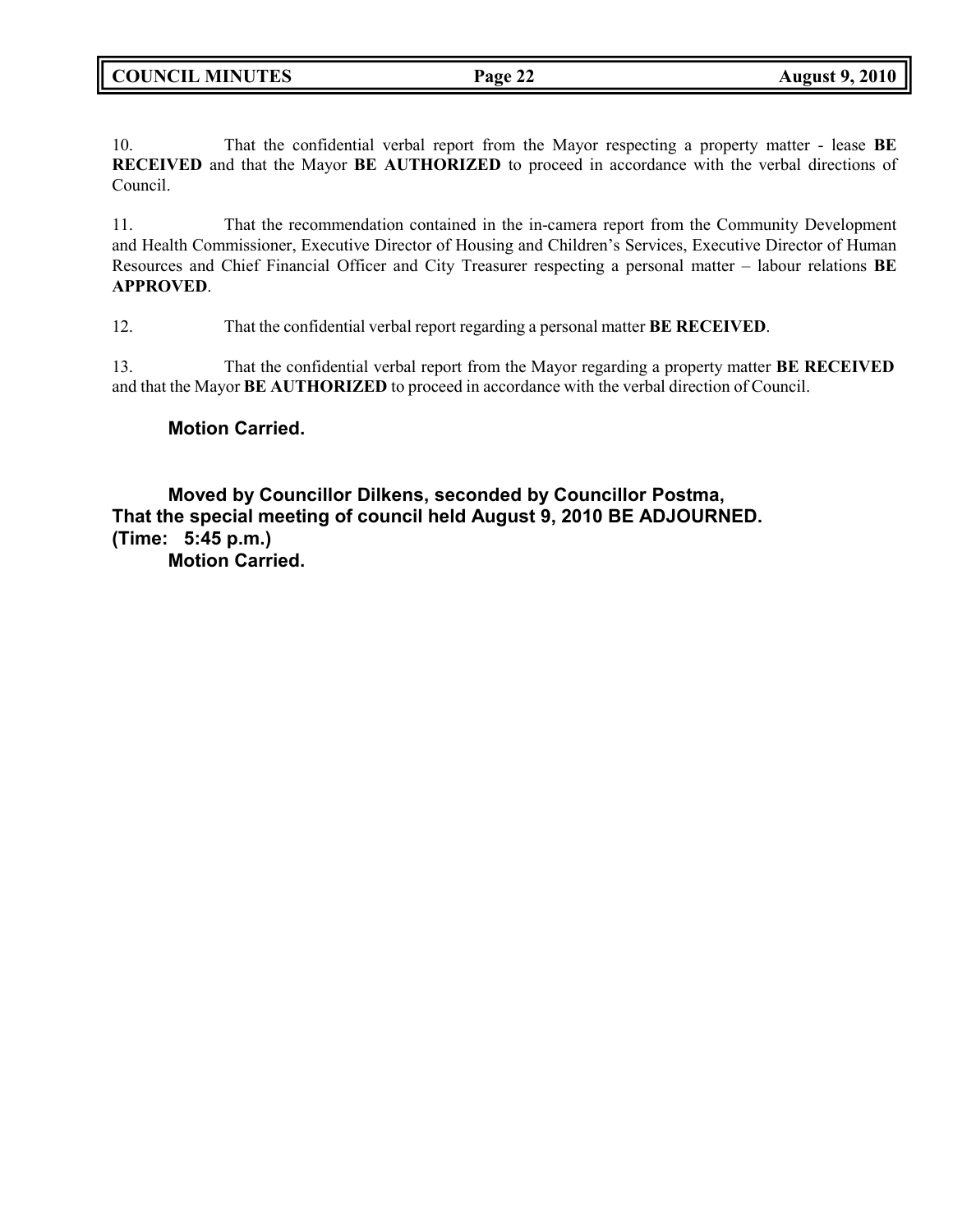10. That the confidential verbal report from the Mayor respecting a property matter - lease **BE RECEIVED** and that the Mayor **BE AUTHORIZED** to proceed in accordance with the verbal directions of Council.

11. That the recommendation contained in the in-camera report from the Community Development and Health Commissioner, Executive Director of Housing and Children's Services, Executive Director of Human Resources and Chief Financial Officer and City Treasurer respecting a personal matter – labour relations **BE APPROVED**.

12. That the confidential verbal report regarding a personal matter **BE RECEIVED**.

13. That the confidential verbal report from the Mayor regarding a property matter **BE RECEIVED** and that the Mayor **BE AUTHORIZED** to proceed in accordance with the verbal direction of Council.

**Motion Carried.**

**Moved by Councillor Dilkens, seconded by Councillor Postma,**
**That the special meeting of council held August 9, 2010 BE ADJOURNED.**
**(Time: 5:45 p.m.)**
**Motion Carried.**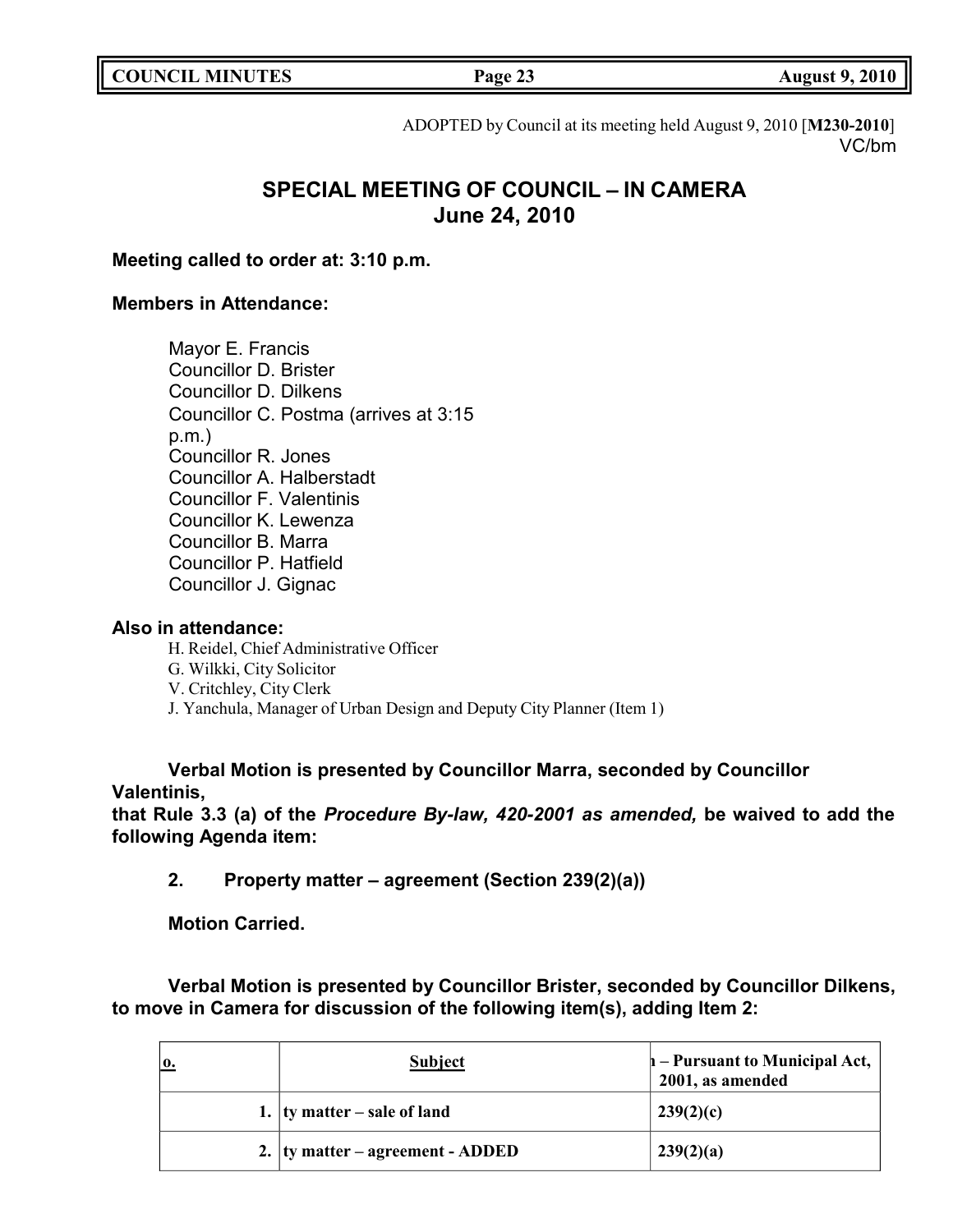ADOPTED by Council at its meeting held August 9, 2010 [**M230-2010**]
VC/bm

# SPECIAL MEETING OF COUNCIL – IN CAMERA
## June 24, 2010

**Meeting called to order at: 3:10 p.m.**

**Members in Attendance:**

Mayor E. Francis
Councillor D. Brister
Councillor D. Dilkens
Councillor C. Postma (arrives at 3:15 p.m.)
Councillor R. Jones
Councillor A. Halberstadt
Councillor F. Valentinis
Councillor K. Lewenza
Councillor B. Marra
Councillor P. Hatfield
Councillor J. Gignac

**Also in attendance:**

H. Reidel, Chief Administrative Officer
G. Wilkki, City Solicitor
V. Critchley, City Clerk
J. Yanchula, Manager of Urban Design and Deputy City Planner (Item 1)

**Verbal Motion is presented by Councillor Marra, seconded by Councillor Valentinis,**
**that Rule 3.3 (a) of the *Procedure By-law, 420-2001 as amended,* be waived to add the following Agenda item:**

**2. Property matter – agreement (Section 239(2)(a))**

**Motion Carried.**

**Verbal Motion is presented by Councillor Brister, seconded by Councillor Dilkens, to move in Camera for discussion of the following item(s), adding Item 2:**

| o. | Subject | n – Pursuant to Municipal Act, 2001, as amended |
|---|---|---|
| 1. | ty matter – sale of land | 239(2)(c) |
| 2. | ty matter – agreement - ADDED | 239(2)(a) |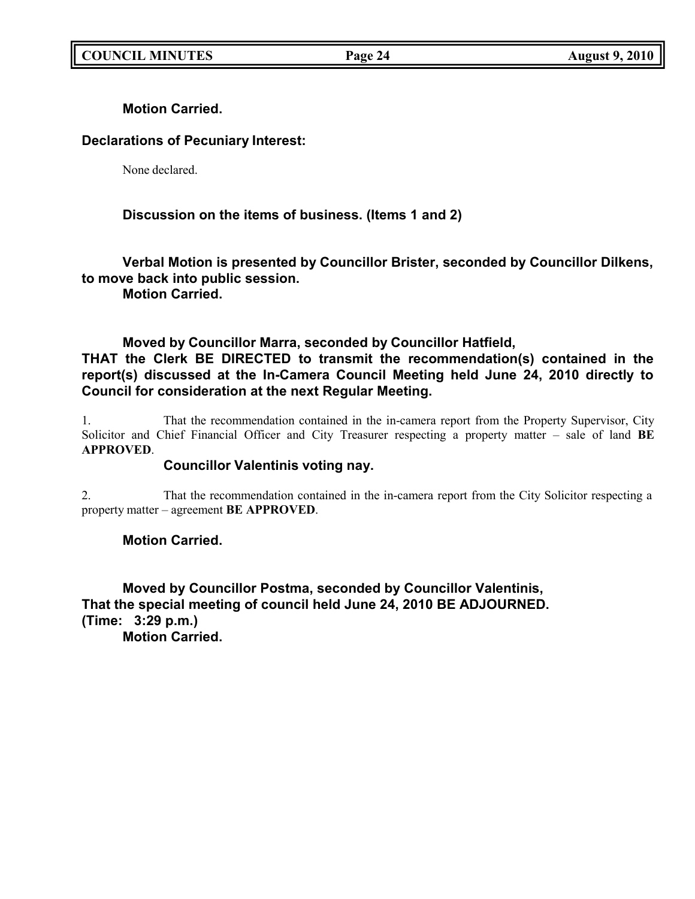**Motion Carried.**

**Declarations of Pecuniary Interest:**

None declared.

**Discussion on the items of business. (Items 1 and 2)**

**Verbal Motion is presented by Councillor Brister, seconded by Councillor Dilkens, to move back into public session.**
**Motion Carried.**

**Moved by Councillor Marra, seconded by Councillor Hatfield,**
**THAT the Clerk BE DIRECTED to transmit the recommendation(s) contained in the report(s) discussed at the In-Camera Council Meeting held June 24, 2010 directly to Council for consideration at the next Regular Meeting.**

1. That the recommendation contained in the in-camera report from the Property Supervisor, City Solicitor and Chief Financial Officer and City Treasurer respecting a property matter – sale of land **BE APPROVED**.

**Councillor Valentinis voting nay.**

2. That the recommendation contained in the in-camera report from the City Solicitor respecting a property matter – agreement **BE APPROVED**.

**Motion Carried.**

**Moved by Councillor Postma, seconded by Councillor Valentinis,**
**That the special meeting of council held June 24, 2010 BE ADJOURNED.**
**(Time: 3:29 p.m.)**
**Motion Carried.**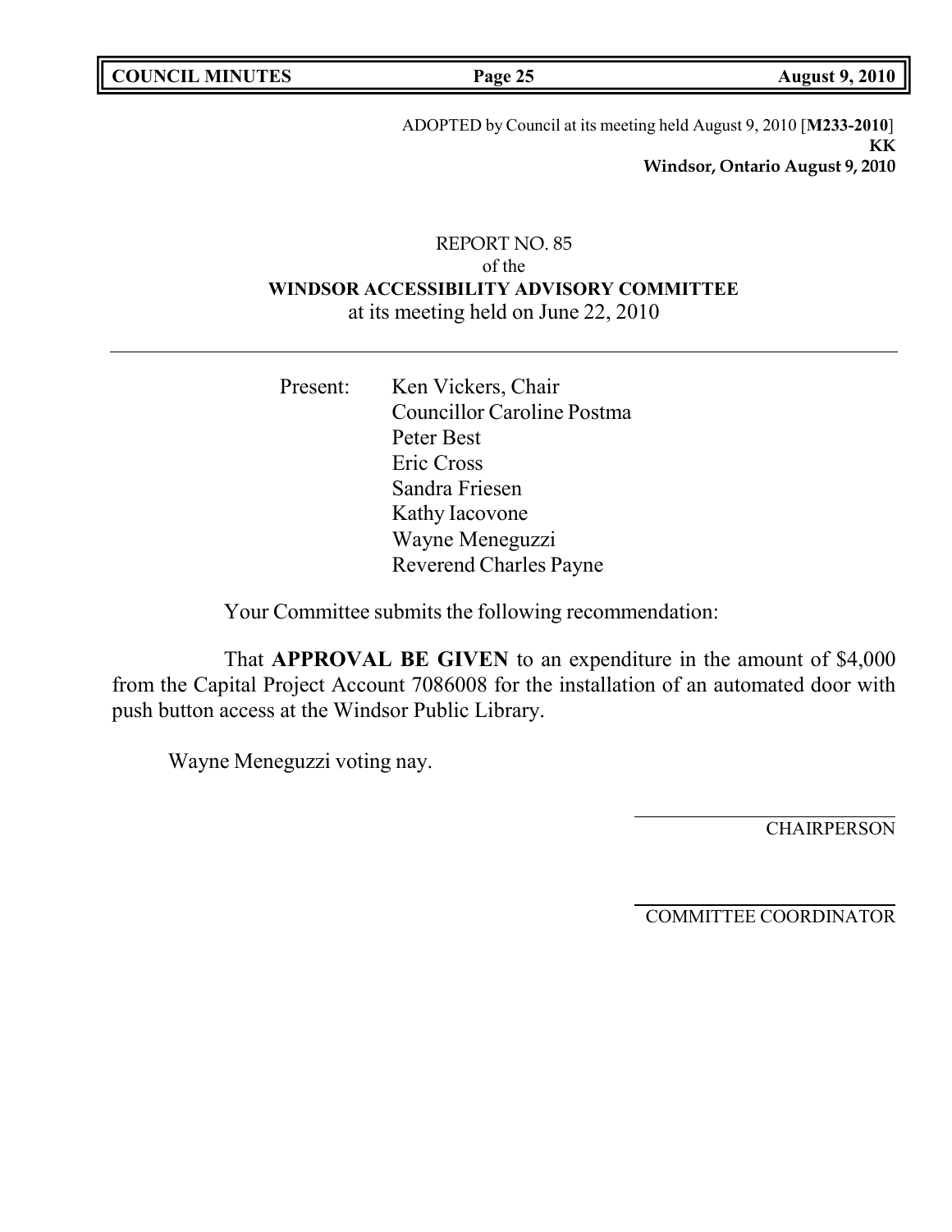ADOPTED by Council at its meeting held August 9, 2010 [**M233-2010**]
**KK**
**Windsor, Ontario August 9, 2010**

REPORT NO. 85
of the
**WINDSOR ACCESSIBILITY ADVISORY COMMITTEE**
at its meeting held on June 22, 2010

---

Present: Ken Vickers, Chair
Councillor Caroline Postma
Peter Best
Eric Cross
Sandra Friesen
Kathy Iacovone
Wayne Meneguzzi
Reverend Charles Payne

Your Committee submits the following recommendation:

That **APPROVAL BE GIVEN** to an expenditure in the amount of $4,000 from the Capital Project Account 7086008 for the installation of an automated door with push button access at the Windsor Public Library.

Wayne Meneguzzi voting nay.

CHAIRPERSON

COMMITTEE COORDINATOR